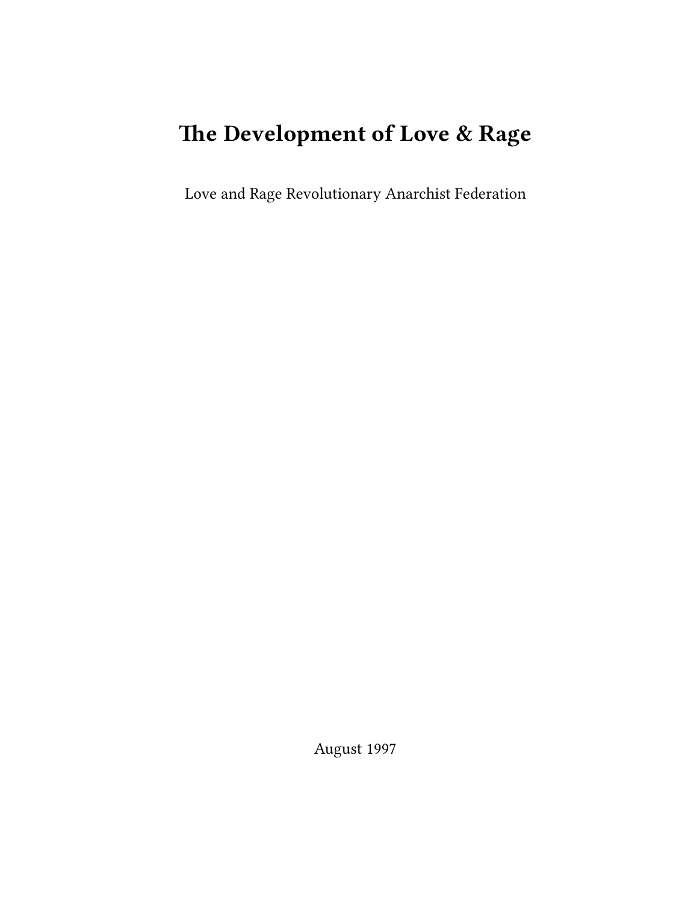# The Development of Love & Rage

Love and Rage Revolutionary Anarchist Federation

August 1997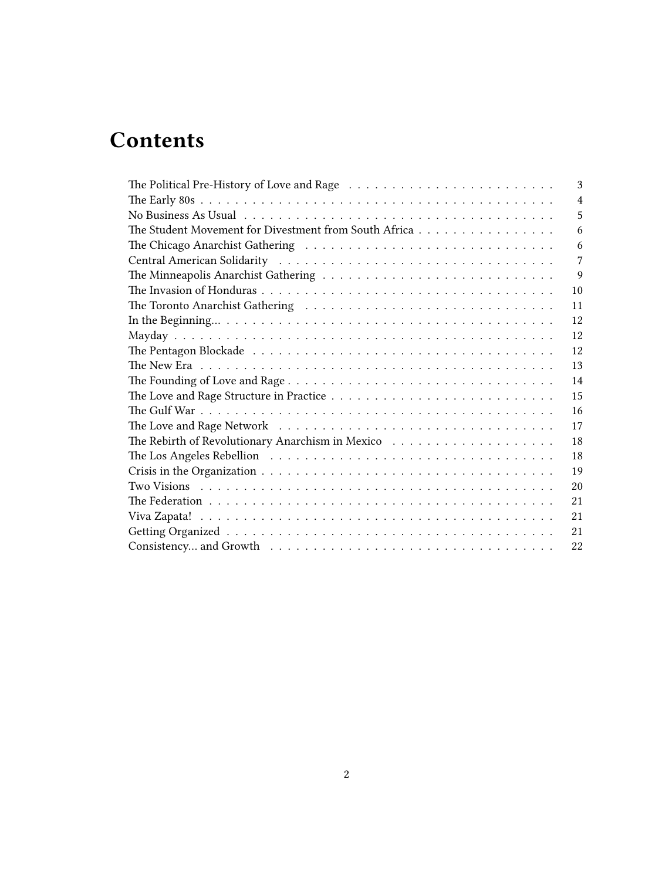# Contents

- The Political Pre-History of Love and Rage . . . 3
- The Early 80s . . . 4
- No Business As Usual . . . 5
- The Student Movement for Divestment from South Africa . . . 6
- The Chicago Anarchist Gathering . . . 6
- Central American Solidarity . . . 7
- The Minneapolis Anarchist Gathering . . . 9
- The Invasion of Honduras . . . 10
- The Toronto Anarchist Gathering . . . 11
- In the Beginning… . . . 12
- Mayday . . . 12
- The Pentagon Blockade . . . 12
- The New Era . . . 13
- The Founding of Love and Rage . . . 14
- The Love and Rage Structure in Practice . . . 15
- The Gulf War . . . 16
- The Love and Rage Network . . . 17
- The Rebirth of Revolutionary Anarchism in Mexico . . . 18
- The Los Angeles Rebellion . . . 18
- Crisis in the Organization . . . 19
- Two Visions . . . 20
- The Federation . . . 21
- Viva Zapata! . . . 21
- Getting Organized . . . 21
- Consistency… and Growth . . . 22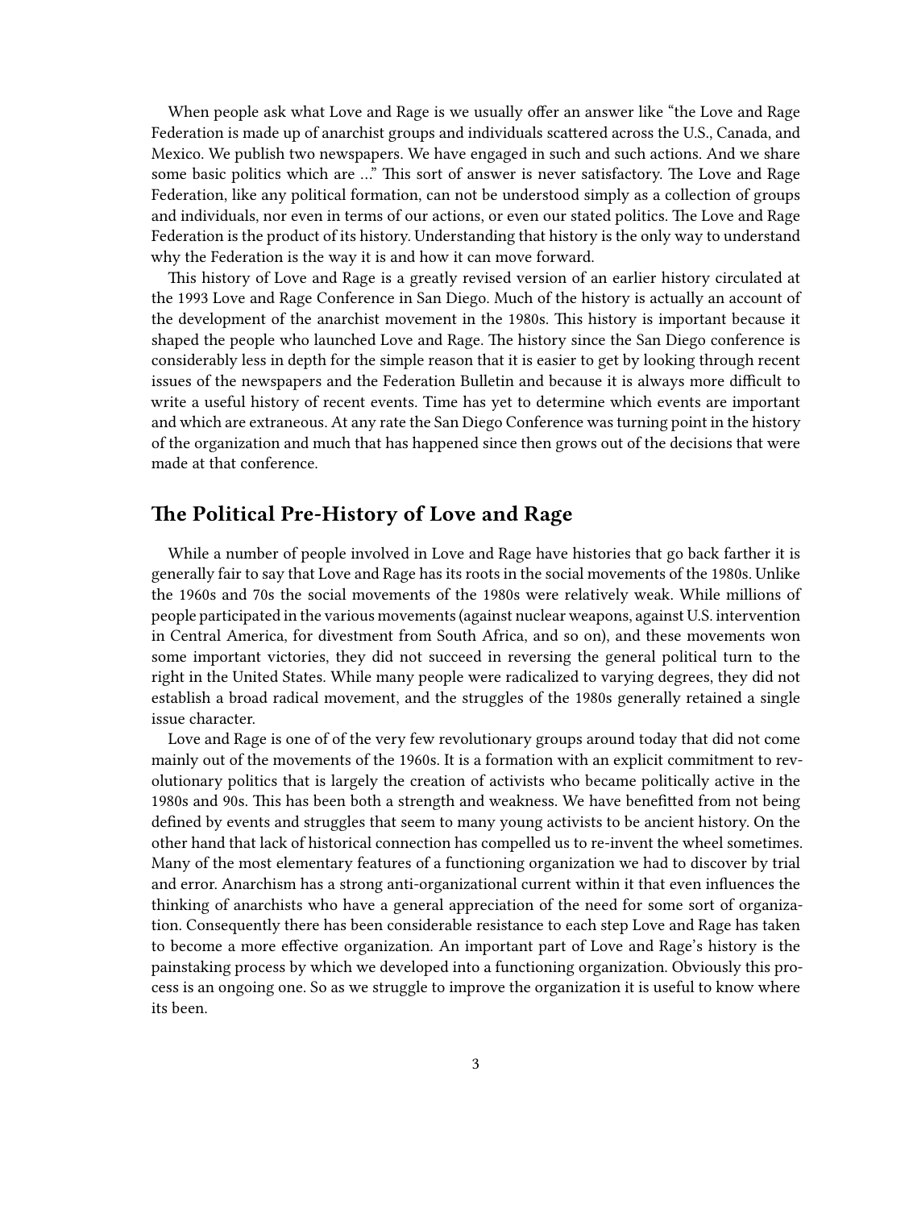When people ask what Love and Rage is we usually offer an answer like "the Love and Rage Federation is made up of anarchist groups and individuals scattered across the U.S., Canada, and Mexico. We publish two newspapers. We have engaged in such and such actions. And we share some basic politics which are …" This sort of answer is never satisfactory. The Love and Rage Federation, like any political formation, can not be understood simply as a collection of groups and individuals, nor even in terms of our actions, or even our stated politics. The Love and Rage Federation is the product of its history. Understanding that history is the only way to understand why the Federation is the way it is and how it can move forward.

This history of Love and Rage is a greatly revised version of an earlier history circulated at the 1993 Love and Rage Conference in San Diego. Much of the history is actually an account of the development of the anarchist movement in the 1980s. This history is important because it shaped the people who launched Love and Rage. The history since the San Diego conference is considerably less in depth for the simple reason that it is easier to get by looking through recent issues of the newspapers and the Federation Bulletin and because it is always more difficult to write a useful history of recent events. Time has yet to determine which events are important and which are extraneous. At any rate the San Diego Conference was turning point in the history of the organization and much that has happened since then grows out of the decisions that were made at that conference.

## The Political Pre-History of Love and Rage

While a number of people involved in Love and Rage have histories that go back farther it is generally fair to say that Love and Rage has its roots in the social movements of the 1980s. Unlike the 1960s and 70s the social movements of the 1980s were relatively weak. While millions of people participated in the various movements (against nuclear weapons, against U.S. intervention in Central America, for divestment from South Africa, and so on), and these movements won some important victories, they did not succeed in reversing the general political turn to the right in the United States. While many people were radicalized to varying degrees, they did not establish a broad radical movement, and the struggles of the 1980s generally retained a single issue character.

Love and Rage is one of of the very few revolutionary groups around today that did not come mainly out of the movements of the 1960s. It is a formation with an explicit commitment to revolutionary politics that is largely the creation of activists who became politically active in the 1980s and 90s. This has been both a strength and weakness. We have benefitted from not being defined by events and struggles that seem to many young activists to be ancient history. On the other hand that lack of historical connection has compelled us to re-invent the wheel sometimes. Many of the most elementary features of a functioning organization we had to discover by trial and error. Anarchism has a strong anti-organizational current within it that even influences the thinking of anarchists who have a general appreciation of the need for some sort of organization. Consequently there has been considerable resistance to each step Love and Rage has taken to become a more effective organization. An important part of Love and Rage's history is the painstaking process by which we developed into a functioning organization. Obviously this process is an ongoing one. So as we struggle to improve the organization it is useful to know where its been.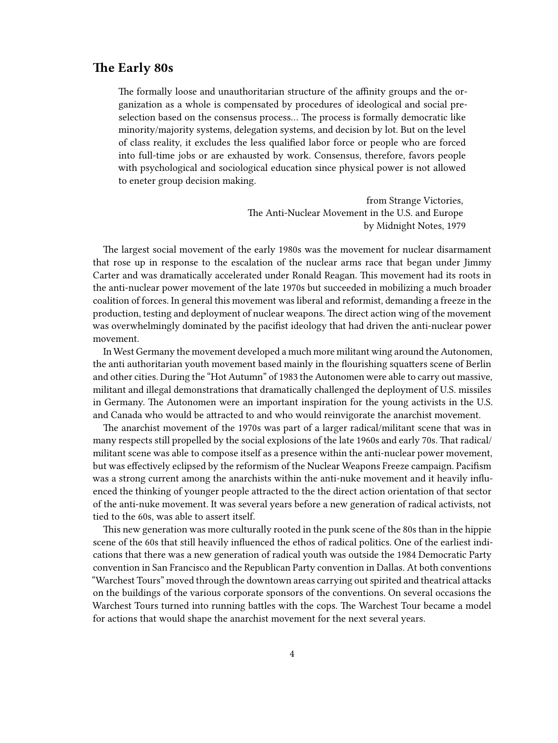## The Early 80s

> The formally loose and unauthoritarian structure of the affinity groups and the organization as a whole is compensated by procedures of ideological and social preselection based on the consensus process… The process is formally democratic like minority/majority systems, delegation systems, and decision by lot. But on the level of class reality, it excludes the less qualified labor force or people who are forced into full-time jobs or are exhausted by work. Consensus, therefore, favors people with psychological and sociological education since physical power is not allowed to eneter group decision making.
>
> from Strange Victories,
> The Anti-Nuclear Movement in the U.S. and Europe
> by Midnight Notes, 1979

The largest social movement of the early 1980s was the movement for nuclear disarmament that rose up in response to the escalation of the nuclear arms race that began under Jimmy Carter and was dramatically accelerated under Ronald Reagan. This movement had its roots in the anti-nuclear power movement of the late 1970s but succeeded in mobilizing a much broader coalition of forces. In general this movement was liberal and reformist, demanding a freeze in the production, testing and deployment of nuclear weapons. The direct action wing of the movement was overwhelmingly dominated by the pacifist ideology that had driven the anti-nuclear power movement.

In West Germany the movement developed a much more militant wing around the Autonomen, the anti authoritarian youth movement based mainly in the flourishing squatters scene of Berlin and other cities. During the "Hot Autumn" of 1983 the Autonomen were able to carry out massive, militant and illegal demonstrations that dramatically challenged the deployment of U.S. missiles in Germany. The Autonomen were an important inspiration for the young activists in the U.S. and Canada who would be attracted to and who would reinvigorate the anarchist movement.

The anarchist movement of the 1970s was part of a larger radical/militant scene that was in many respects still propelled by the social explosions of the late 1960s and early 70s. That radical/militant scene was able to compose itself as a presence within the anti-nuclear power movement, but was effectively eclipsed by the reformism of the Nuclear Weapons Freeze campaign. Pacifism was a strong current among the anarchists within the anti-nuke movement and it heavily influenced the thinking of younger people attracted to the the direct action orientation of that sector of the anti-nuke movement. It was several years before a new generation of radical activists, not tied to the 60s, was able to assert itself.

This new generation was more culturally rooted in the punk scene of the 80s than in the hippie scene of the 60s that still heavily influenced the ethos of radical politics. One of the earliest indications that there was a new generation of radical youth was outside the 1984 Democratic Party convention in San Francisco and the Republican Party convention in Dallas. At both conventions "Warchest Tours" moved through the downtown areas carrying out spirited and theatrical attacks on the buildings of the various corporate sponsors of the conventions. On several occasions the Warchest Tours turned into running battles with the cops. The Warchest Tour became a model for actions that would shape the anarchist movement for the next several years.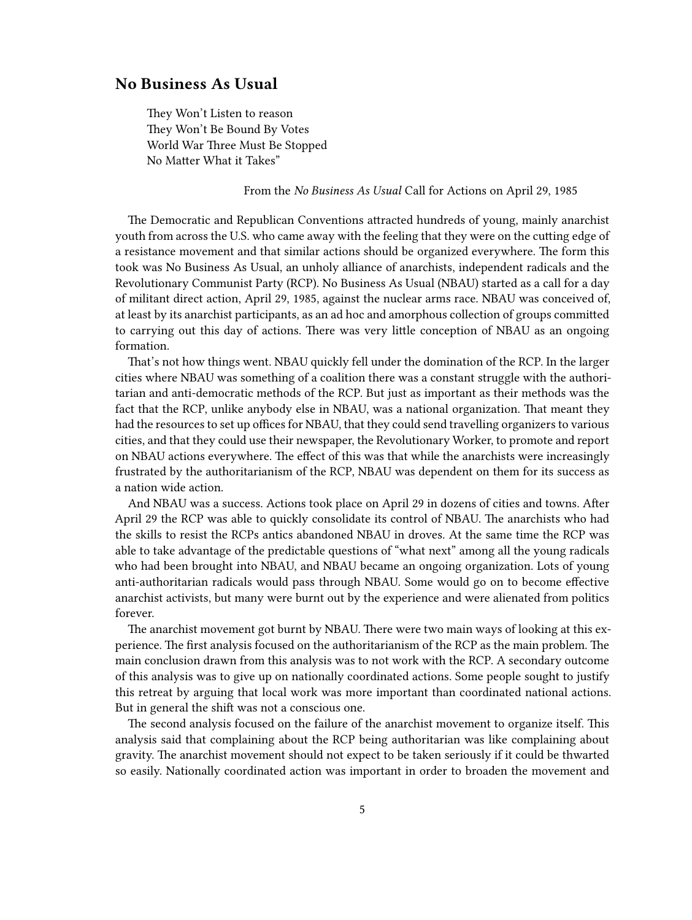## No Business As Usual

> They Won't Listen to reason
> They Won't Be Bound By Votes
> World War Three Must Be Stopped
> No Matter What it Takes"
>
> From the *No Business As Usual* Call for Actions on April 29, 1985

The Democratic and Republican Conventions attracted hundreds of young, mainly anarchist youth from across the U.S. who came away with the feeling that they were on the cutting edge of a resistance movement and that similar actions should be organized everywhere. The form this took was No Business As Usual, an unholy alliance of anarchists, independent radicals and the Revolutionary Communist Party (RCP). No Business As Usual (NBAU) started as a call for a day of militant direct action, April 29, 1985, against the nuclear arms race. NBAU was conceived of, at least by its anarchist participants, as an ad hoc and amorphous collection of groups committed to carrying out this day of actions. There was very little conception of NBAU as an ongoing formation.

That's not how things went. NBAU quickly fell under the domination of the RCP. In the larger cities where NBAU was something of a coalition there was a constant struggle with the authoritarian and anti-democratic methods of the RCP. But just as important as their methods was the fact that the RCP, unlike anybody else in NBAU, was a national organization. That meant they had the resources to set up offices for NBAU, that they could send travelling organizers to various cities, and that they could use their newspaper, the Revolutionary Worker, to promote and report on NBAU actions everywhere. The effect of this was that while the anarchists were increasingly frustrated by the authoritarianism of the RCP, NBAU was dependent on them for its success as a nation wide action.

And NBAU was a success. Actions took place on April 29 in dozens of cities and towns. After April 29 the RCP was able to quickly consolidate its control of NBAU. The anarchists who had the skills to resist the RCPs antics abandoned NBAU in droves. At the same time the RCP was able to take advantage of the predictable questions of "what next" among all the young radicals who had been brought into NBAU, and NBAU became an ongoing organization. Lots of young anti-authoritarian radicals would pass through NBAU. Some would go on to become effective anarchist activists, but many were burnt out by the experience and were alienated from politics forever.

The anarchist movement got burnt by NBAU. There were two main ways of looking at this experience. The first analysis focused on the authoritarianism of the RCP as the main problem. The main conclusion drawn from this analysis was to not work with the RCP. A secondary outcome of this analysis was to give up on nationally coordinated actions. Some people sought to justify this retreat by arguing that local work was more important than coordinated national actions. But in general the shift was not a conscious one.

The second analysis focused on the failure of the anarchist movement to organize itself. This analysis said that complaining about the RCP being authoritarian was like complaining about gravity. The anarchist movement should not expect to be taken seriously if it could be thwarted so easily. Nationally coordinated action was important in order to broaden the movement and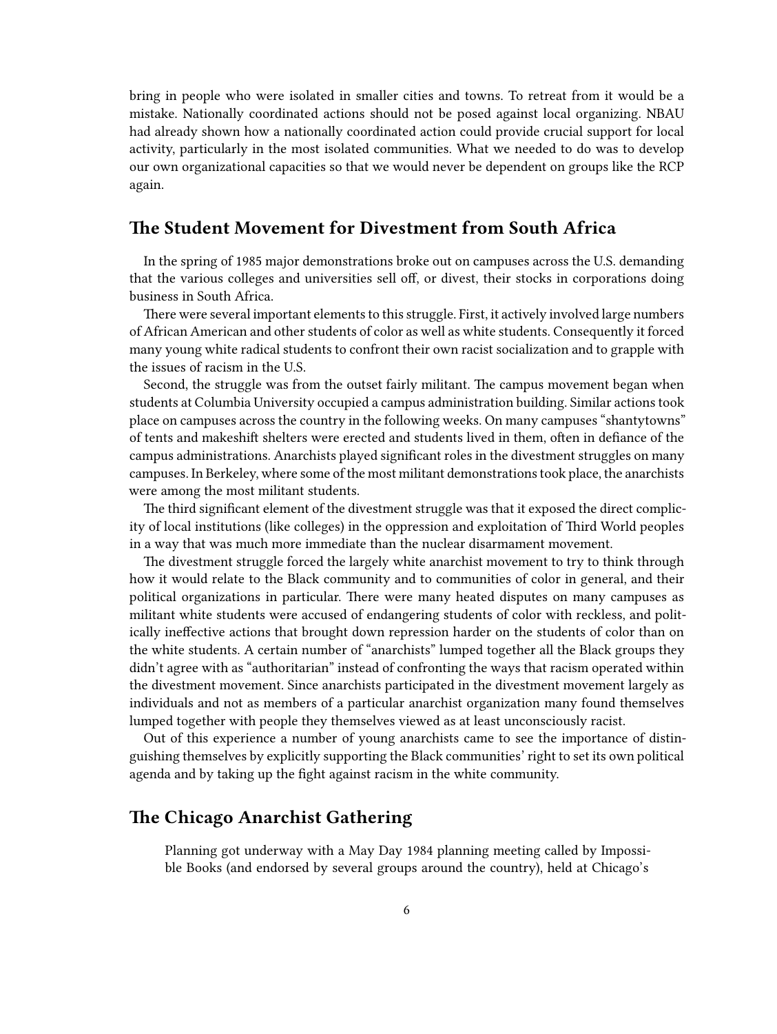bring in people who were isolated in smaller cities and towns. To retreat from it would be a mistake. Nationally coordinated actions should not be posed against local organizing. NBAU had already shown how a nationally coordinated action could provide crucial support for local activity, particularly in the most isolated communities. What we needed to do was to develop our own organizational capacities so that we would never be dependent on groups like the RCP again.

## The Student Movement for Divestment from South Africa

In the spring of 1985 major demonstrations broke out on campuses across the U.S. demanding that the various colleges and universities sell off, or divest, their stocks in corporations doing business in South Africa.

There were several important elements to this struggle. First, it actively involved large numbers of African American and other students of color as well as white students. Consequently it forced many young white radical students to confront their own racist socialization and to grapple with the issues of racism in the U.S.

Second, the struggle was from the outset fairly militant. The campus movement began when students at Columbia University occupied a campus administration building. Similar actions took place on campuses across the country in the following weeks. On many campuses "shantytowns" of tents and makeshift shelters were erected and students lived in them, often in defiance of the campus administrations. Anarchists played significant roles in the divestment struggles on many campuses. In Berkeley, where some of the most militant demonstrations took place, the anarchists were among the most militant students.

The third significant element of the divestment struggle was that it exposed the direct complicity of local institutions (like colleges) in the oppression and exploitation of Third World peoples in a way that was much more immediate than the nuclear disarmament movement.

The divestment struggle forced the largely white anarchist movement to try to think through how it would relate to the Black community and to communities of color in general, and their political organizations in particular. There were many heated disputes on many campuses as militant white students were accused of endangering students of color with reckless, and politically ineffective actions that brought down repression harder on the students of color than on the white students. A certain number of "anarchists" lumped together all the Black groups they didn't agree with as "authoritarian" instead of confronting the ways that racism operated within the divestment movement. Since anarchists participated in the divestment movement largely as individuals and not as members of a particular anarchist organization many found themselves lumped together with people they themselves viewed as at least unconsciously racist.

Out of this experience a number of young anarchists came to see the importance of distinguishing themselves by explicitly supporting the Black communities' right to set its own political agenda and by taking up the fight against racism in the white community.

## The Chicago Anarchist Gathering

> Planning got underway with a May Day 1984 planning meeting called by Impossible Books (and endorsed by several groups around the country), held at Chicago's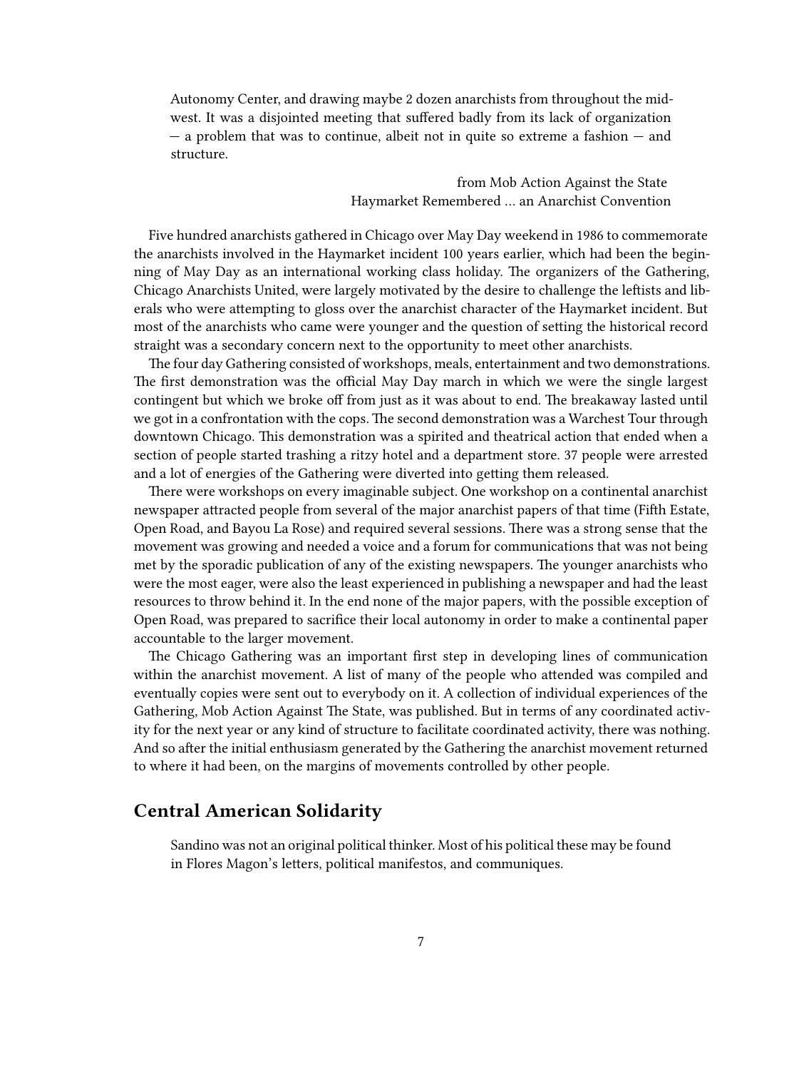> Autonomy Center, and drawing maybe 2 dozen anarchists from throughout the midwest. It was a disjointed meeting that suffered badly from its lack of organization — a problem that was to continue, albeit not in quite so extreme a fashion — and structure.
>
> from Mob Action Against the State
> Haymarket Remembered … an Anarchist Convention

Five hundred anarchists gathered in Chicago over May Day weekend in 1986 to commemorate the anarchists involved in the Haymarket incident 100 years earlier, which had been the beginning of May Day as an international working class holiday. The organizers of the Gathering, Chicago Anarchists United, were largely motivated by the desire to challenge the leftists and liberals who were attempting to gloss over the anarchist character of the Haymarket incident. But most of the anarchists who came were younger and the question of setting the historical record straight was a secondary concern next to the opportunity to meet other anarchists.

The four day Gathering consisted of workshops, meals, entertainment and two demonstrations. The first demonstration was the official May Day march in which we were the single largest contingent but which we broke off from just as it was about to end. The breakaway lasted until we got in a confrontation with the cops. The second demonstration was a Warchest Tour through downtown Chicago. This demonstration was a spirited and theatrical action that ended when a section of people started trashing a ritzy hotel and a department store. 37 people were arrested and a lot of energies of the Gathering were diverted into getting them released.

There were workshops on every imaginable subject. One workshop on a continental anarchist newspaper attracted people from several of the major anarchist papers of that time (Fifth Estate, Open Road, and Bayou La Rose) and required several sessions. There was a strong sense that the movement was growing and needed a voice and a forum for communications that was not being met by the sporadic publication of any of the existing newspapers. The younger anarchists who were the most eager, were also the least experienced in publishing a newspaper and had the least resources to throw behind it. In the end none of the major papers, with the possible exception of Open Road, was prepared to sacrifice their local autonomy in order to make a continental paper accountable to the larger movement.

The Chicago Gathering was an important first step in developing lines of communication within the anarchist movement. A list of many of the people who attended was compiled and eventually copies were sent out to everybody on it. A collection of individual experiences of the Gathering, Mob Action Against The State, was published. But in terms of any coordinated activity for the next year or any kind of structure to facilitate coordinated activity, there was nothing. And so after the initial enthusiasm generated by the Gathering the anarchist movement returned to where it had been, on the margins of movements controlled by other people.

## Central American Solidarity

> Sandino was not an original political thinker. Most of his political these may be found in Flores Magon's letters, political manifestos, and communiques.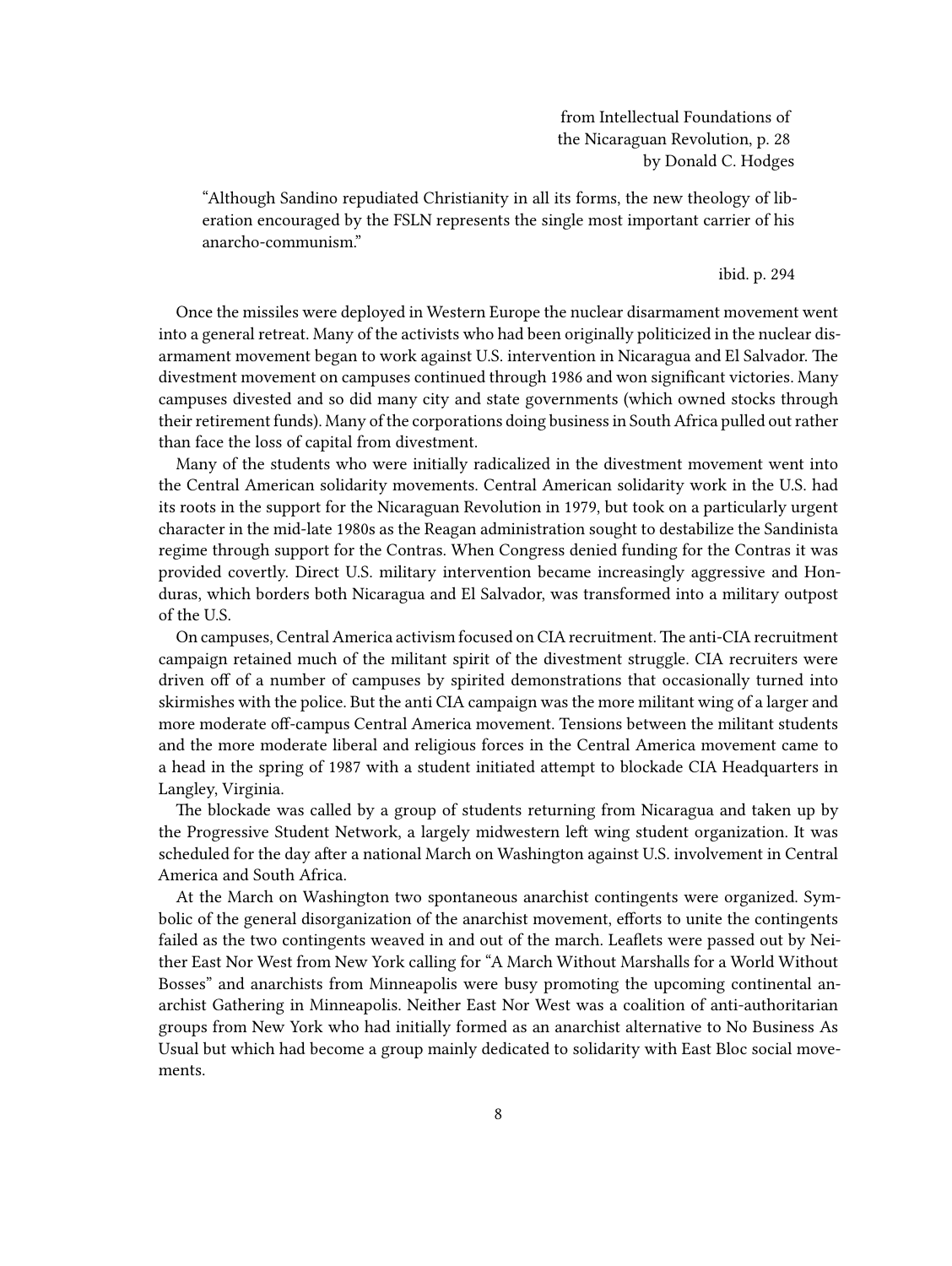from Intellectual Foundations of the Nicaraguan Revolution, p. 28
by Donald C. Hodges

> "Although Sandino repudiated Christianity in all its forms, the new theology of liberation encouraged by the FSLN represents the single most important carrier of his anarcho-communism."

ibid. p. 294

Once the missiles were deployed in Western Europe the nuclear disarmament movement went into a general retreat. Many of the activists who had been originally politicized in the nuclear disarmament movement began to work against U.S. intervention in Nicaragua and El Salvador. The divestment movement on campuses continued through 1986 and won significant victories. Many campuses divested and so did many city and state governments (which owned stocks through their retirement funds). Many of the corporations doing business in South Africa pulled out rather than face the loss of capital from divestment.

Many of the students who were initially radicalized in the divestment movement went into the Central American solidarity movements. Central American solidarity work in the U.S. had its roots in the support for the Nicaraguan Revolution in 1979, but took on a particularly urgent character in the mid-late 1980s as the Reagan administration sought to destabilize the Sandinista regime through support for the Contras. When Congress denied funding for the Contras it was provided covertly. Direct U.S. military intervention became increasingly aggressive and Honduras, which borders both Nicaragua and El Salvador, was transformed into a military outpost of the U.S.

On campuses, Central America activism focused on CIA recruitment. The anti-CIA recruitment campaign retained much of the militant spirit of the divestment struggle. CIA recruiters were driven off of a number of campuses by spirited demonstrations that occasionally turned into skirmishes with the police. But the anti CIA campaign was the more militant wing of a larger and more moderate off-campus Central America movement. Tensions between the militant students and the more moderate liberal and religious forces in the Central America movement came to a head in the spring of 1987 with a student initiated attempt to blockade CIA Headquarters in Langley, Virginia.

The blockade was called by a group of students returning from Nicaragua and taken up by the Progressive Student Network, a largely midwestern left wing student organization. It was scheduled for the day after a national March on Washington against U.S. involvement in Central America and South Africa.

At the March on Washington two spontaneous anarchist contingents were organized. Symbolic of the general disorganization of the anarchist movement, efforts to unite the contingents failed as the two contingents weaved in and out of the march. Leaflets were passed out by Neither East Nor West from New York calling for "A March Without Marshalls for a World Without Bosses" and anarchists from Minneapolis were busy promoting the upcoming continental anarchist Gathering in Minneapolis. Neither East Nor West was a coalition of anti-authoritarian groups from New York who had initially formed as an anarchist alternative to No Business As Usual but which had become a group mainly dedicated to solidarity with East Bloc social movements.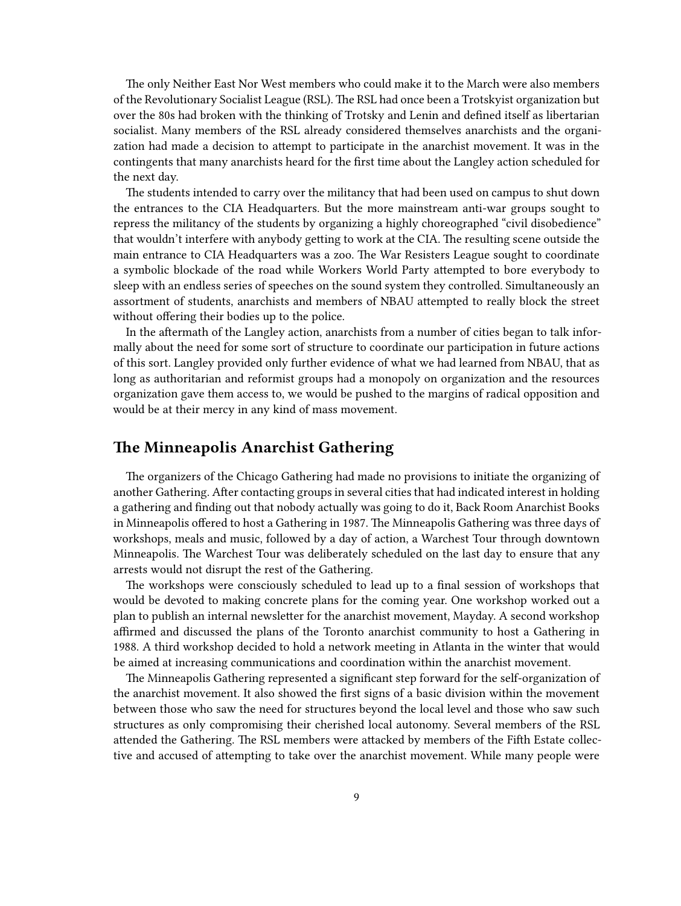The only Neither East Nor West members who could make it to the March were also members of the Revolutionary Socialist League (RSL). The RSL had once been a Trotskyist organization but over the 80s had broken with the thinking of Trotsky and Lenin and defined itself as libertarian socialist. Many members of the RSL already considered themselves anarchists and the organization had made a decision to attempt to participate in the anarchist movement. It was in the contingents that many anarchists heard for the first time about the Langley action scheduled for the next day.

The students intended to carry over the militancy that had been used on campus to shut down the entrances to the CIA Headquarters. But the more mainstream anti-war groups sought to repress the militancy of the students by organizing a highly choreographed "civil disobedience" that wouldn't interfere with anybody getting to work at the CIA. The resulting scene outside the main entrance to CIA Headquarters was a zoo. The War Resisters League sought to coordinate a symbolic blockade of the road while Workers World Party attempted to bore everybody to sleep with an endless series of speeches on the sound system they controlled. Simultaneously an assortment of students, anarchists and members of NBAU attempted to really block the street without offering their bodies up to the police.

In the aftermath of the Langley action, anarchists from a number of cities began to talk informally about the need for some sort of structure to coordinate our participation in future actions of this sort. Langley provided only further evidence of what we had learned from NBAU, that as long as authoritarian and reformist groups had a monopoly on organization and the resources organization gave them access to, we would be pushed to the margins of radical opposition and would be at their mercy in any kind of mass movement.

## The Minneapolis Anarchist Gathering

The organizers of the Chicago Gathering had made no provisions to initiate the organizing of another Gathering. After contacting groups in several cities that had indicated interest in holding a gathering and finding out that nobody actually was going to do it, Back Room Anarchist Books in Minneapolis offered to host a Gathering in 1987. The Minneapolis Gathering was three days of workshops, meals and music, followed by a day of action, a Warchest Tour through downtown Minneapolis. The Warchest Tour was deliberately scheduled on the last day to ensure that any arrests would not disrupt the rest of the Gathering.

The workshops were consciously scheduled to lead up to a final session of workshops that would be devoted to making concrete plans for the coming year. One workshop worked out a plan to publish an internal newsletter for the anarchist movement, Mayday. A second workshop affirmed and discussed the plans of the Toronto anarchist community to host a Gathering in 1988. A third workshop decided to hold a network meeting in Atlanta in the winter that would be aimed at increasing communications and coordination within the anarchist movement.

The Minneapolis Gathering represented a significant step forward for the self-organization of the anarchist movement. It also showed the first signs of a basic division within the movement between those who saw the need for structures beyond the local level and those who saw such structures as only compromising their cherished local autonomy. Several members of the RSL attended the Gathering. The RSL members were attacked by members of the Fifth Estate collective and accused of attempting to take over the anarchist movement. While many people were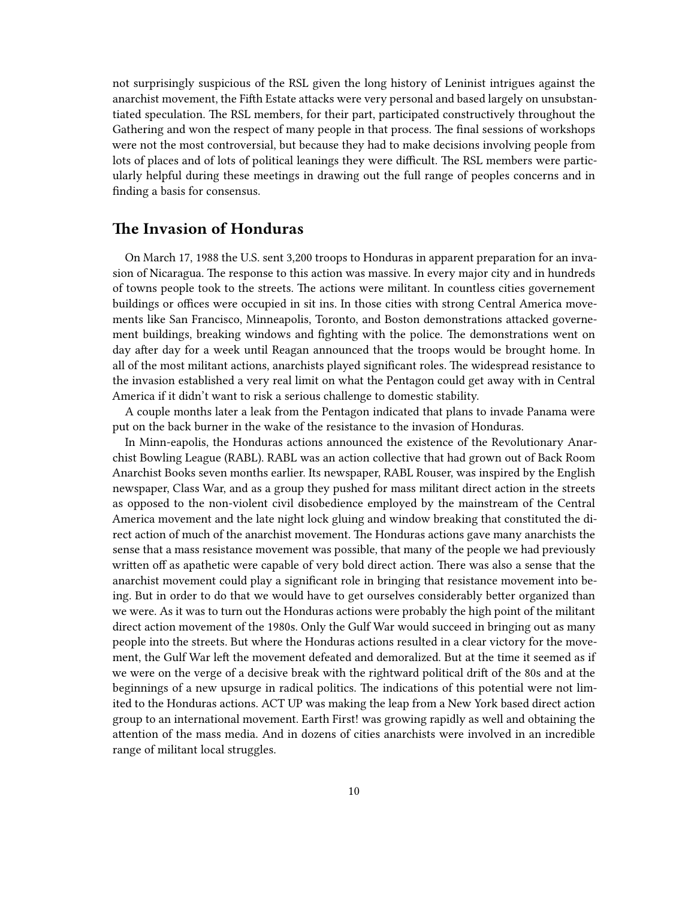not surprisingly suspicious of the RSL given the long history of Leninist intrigues against the anarchist movement, the Fifth Estate attacks were very personal and based largely on unsubstantiated speculation. The RSL members, for their part, participated constructively throughout the Gathering and won the respect of many people in that process. The final sessions of workshops were not the most controversial, but because they had to make decisions involving people from lots of places and of lots of political leanings they were difficult. The RSL members were particularly helpful during these meetings in drawing out the full range of peoples concerns and in finding a basis for consensus.

## The Invasion of Honduras

On March 17, 1988 the U.S. sent 3,200 troops to Honduras in apparent preparation for an invasion of Nicaragua. The response to this action was massive. In every major city and in hundreds of towns people took to the streets. The actions were militant. In countless cities governement buildings or offices were occupied in sit ins. In those cities with strong Central America movements like San Francisco, Minneapolis, Toronto, and Boston demonstrations attacked governement buildings, breaking windows and fighting with the police. The demonstrations went on day after day for a week until Reagan announced that the troops would be brought home. In all of the most militant actions, anarchists played significant roles. The widespread resistance to the invasion established a very real limit on what the Pentagon could get away with in Central America if it didn't want to risk a serious challenge to domestic stability.

A couple months later a leak from the Pentagon indicated that plans to invade Panama were put on the back burner in the wake of the resistance to the invasion of Honduras.

In Minn-eapolis, the Honduras actions announced the existence of the Revolutionary Anarchist Bowling League (RABL). RABL was an action collective that had grown out of Back Room Anarchist Books seven months earlier. Its newspaper, RABL Rouser, was inspired by the English newspaper, Class War, and as a group they pushed for mass militant direct action in the streets as opposed to the non-violent civil disobedience employed by the mainstream of the Central America movement and the late night lock gluing and window breaking that constituted the direct action of much of the anarchist movement. The Honduras actions gave many anarchists the sense that a mass resistance movement was possible, that many of the people we had previously written off as apathetic were capable of very bold direct action. There was also a sense that the anarchist movement could play a significant role in bringing that resistance movement into being. But in order to do that we would have to get ourselves considerably better organized than we were. As it was to turn out the Honduras actions were probably the high point of the militant direct action movement of the 1980s. Only the Gulf War would succeed in bringing out as many people into the streets. But where the Honduras actions resulted in a clear victory for the movement, the Gulf War left the movement defeated and demoralized. But at the time it seemed as if we were on the verge of a decisive break with the rightward political drift of the 80s and at the beginnings of a new upsurge in radical politics. The indications of this potential were not limited to the Honduras actions. ACT UP was making the leap from a New York based direct action group to an international movement. Earth First! was growing rapidly as well and obtaining the attention of the mass media. And in dozens of cities anarchists were involved in an incredible range of militant local struggles.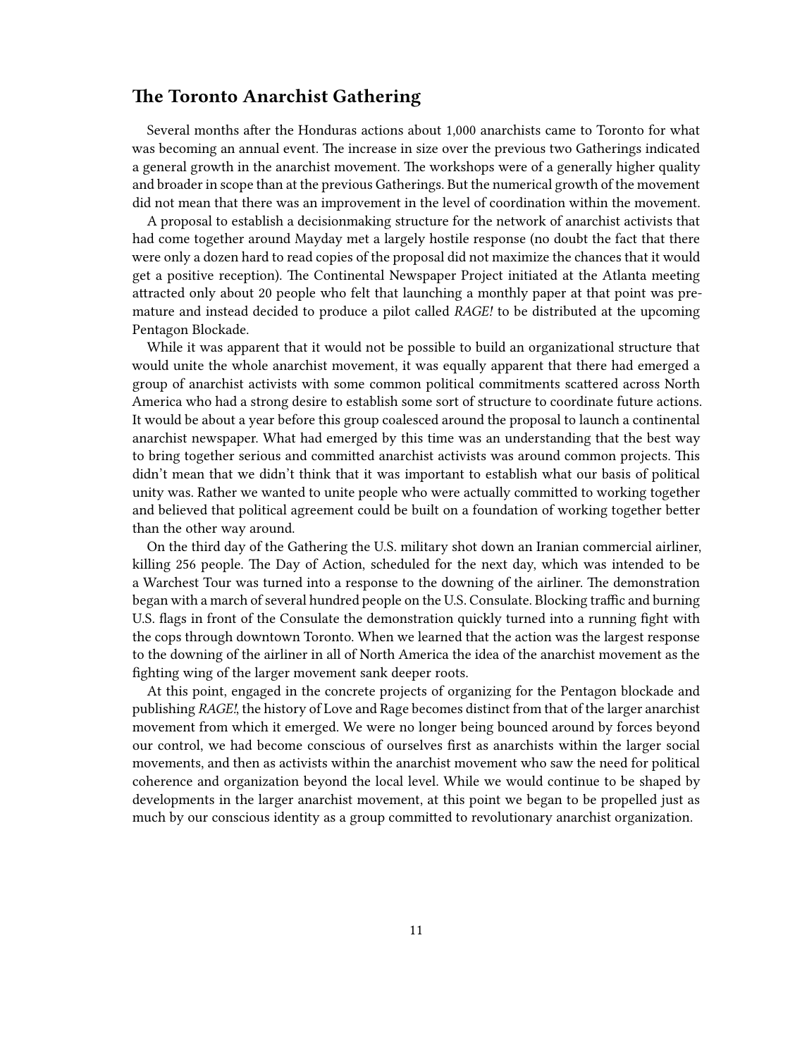## The Toronto Anarchist Gathering

Several months after the Honduras actions about 1,000 anarchists came to Toronto for what was becoming an annual event. The increase in size over the previous two Gatherings indicated a general growth in the anarchist movement. The workshops were of a generally higher quality and broader in scope than at the previous Gatherings. But the numerical growth of the movement did not mean that there was an improvement in the level of coordination within the movement.

A proposal to establish a decisionmaking structure for the network of anarchist activists that had come together around Mayday met a largely hostile response (no doubt the fact that there were only a dozen hard to read copies of the proposal did not maximize the chances that it would get a positive reception). The Continental Newspaper Project initiated at the Atlanta meeting attracted only about 20 people who felt that launching a monthly paper at that point was premature and instead decided to produce a pilot called *RAGE!* to be distributed at the upcoming Pentagon Blockade.

While it was apparent that it would not be possible to build an organizational structure that would unite the whole anarchist movement, it was equally apparent that there had emerged a group of anarchist activists with some common political commitments scattered across North America who had a strong desire to establish some sort of structure to coordinate future actions. It would be about a year before this group coalesced around the proposal to launch a continental anarchist newspaper. What had emerged by this time was an understanding that the best way to bring together serious and committed anarchist activists was around common projects. This didn't mean that we didn't think that it was important to establish what our basis of political unity was. Rather we wanted to unite people who were actually committed to working together and believed that political agreement could be built on a foundation of working together better than the other way around.

On the third day of the Gathering the U.S. military shot down an Iranian commercial airliner, killing 256 people. The Day of Action, scheduled for the next day, which was intended to be a Warchest Tour was turned into a response to the downing of the airliner. The demonstration began with a march of several hundred people on the U.S. Consulate. Blocking traffic and burning U.S. flags in front of the Consulate the demonstration quickly turned into a running fight with the cops through downtown Toronto. When we learned that the action was the largest response to the downing of the airliner in all of North America the idea of the anarchist movement as the fighting wing of the larger movement sank deeper roots.

At this point, engaged in the concrete projects of organizing for the Pentagon blockade and publishing *RAGE!*, the history of Love and Rage becomes distinct from that of the larger anarchist movement from which it emerged. We were no longer being bounced around by forces beyond our control, we had become conscious of ourselves first as anarchists within the larger social movements, and then as activists within the anarchist movement who saw the need for political coherence and organization beyond the local level. While we would continue to be shaped by developments in the larger anarchist movement, at this point we began to be propelled just as much by our conscious identity as a group committed to revolutionary anarchist organization.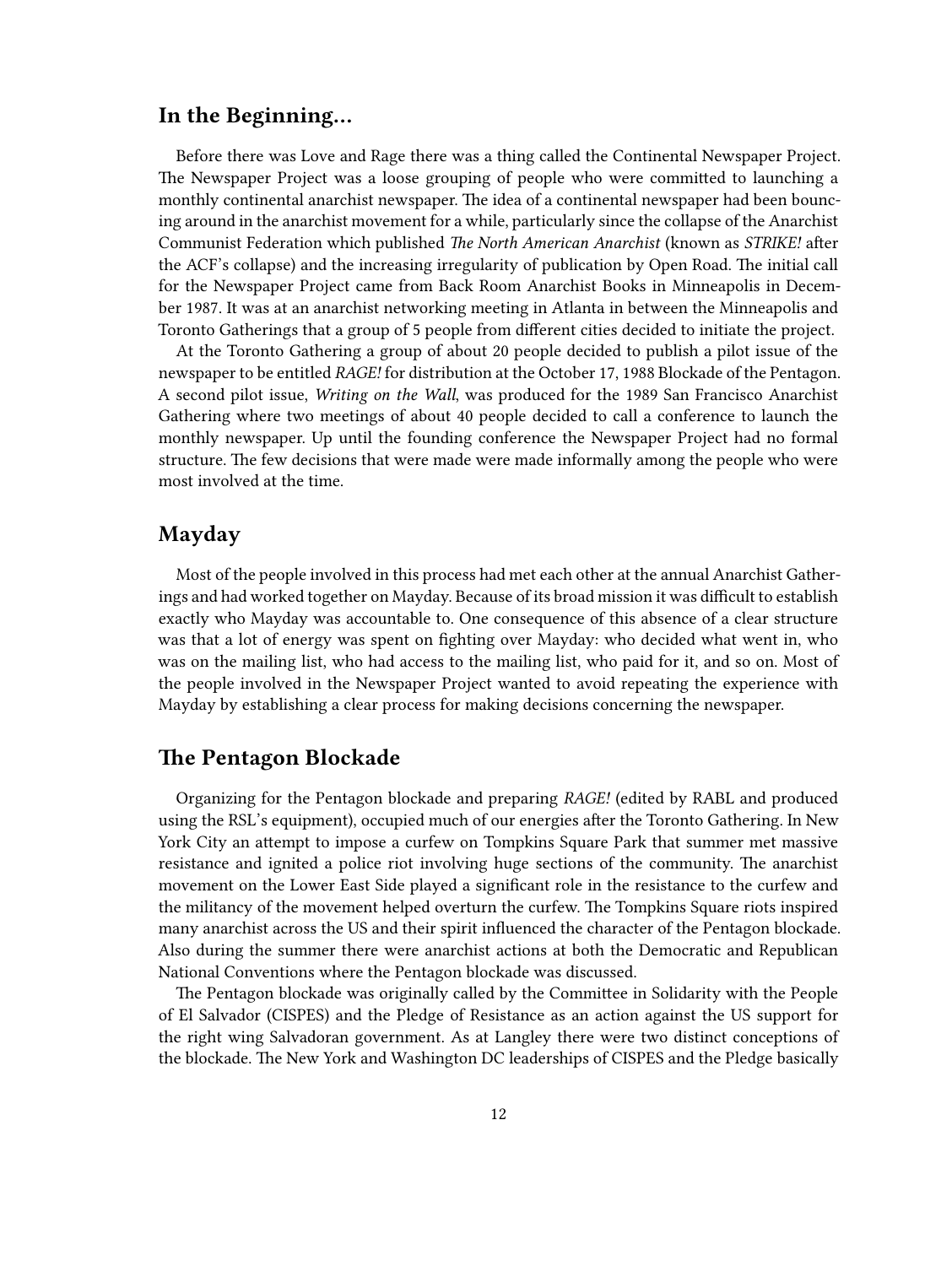## In the Beginning...

Before there was Love and Rage there was a thing called the Continental Newspaper Project. The Newspaper Project was a loose grouping of people who were committed to launching a monthly continental anarchist newspaper. The idea of a continental newspaper had been bouncing around in the anarchist movement for a while, particularly since the collapse of the Anarchist Communist Federation which published *The North American Anarchist* (known as *STRIKE!* after the ACF's collapse) and the increasing irregularity of publication by Open Road. The initial call for the Newspaper Project came from Back Room Anarchist Books in Minneapolis in December 1987. It was at an anarchist networking meeting in Atlanta in between the Minneapolis and Toronto Gatherings that a group of 5 people from different cities decided to initiate the project.

At the Toronto Gathering a group of about 20 people decided to publish a pilot issue of the newspaper to be entitled *RAGE!* for distribution at the October 17, 1988 Blockade of the Pentagon. A second pilot issue, *Writing on the Wall*, was produced for the 1989 San Francisco Anarchist Gathering where two meetings of about 40 people decided to call a conference to launch the monthly newspaper. Up until the founding conference the Newspaper Project had no formal structure. The few decisions that were made were made informally among the people who were most involved at the time.

## Mayday

Most of the people involved in this process had met each other at the annual Anarchist Gatherings and had worked together on Mayday. Because of its broad mission it was difficult to establish exactly who Mayday was accountable to. One consequence of this absence of a clear structure was that a lot of energy was spent on fighting over Mayday: who decided what went in, who was on the mailing list, who had access to the mailing list, who paid for it, and so on. Most of the people involved in the Newspaper Project wanted to avoid repeating the experience with Mayday by establishing a clear process for making decisions concerning the newspaper.

## The Pentagon Blockade

Organizing for the Pentagon blockade and preparing *RAGE!* (edited by RABL and produced using the RSL's equipment), occupied much of our energies after the Toronto Gathering. In New York City an attempt to impose a curfew on Tompkins Square Park that summer met massive resistance and ignited a police riot involving huge sections of the community. The anarchist movement on the Lower East Side played a significant role in the resistance to the curfew and the militancy of the movement helped overturn the curfew. The Tompkins Square riots inspired many anarchist across the US and their spirit influenced the character of the Pentagon blockade. Also during the summer there were anarchist actions at both the Democratic and Republican National Conventions where the Pentagon blockade was discussed.

The Pentagon blockade was originally called by the Committee in Solidarity with the People of El Salvador (CISPES) and the Pledge of Resistance as an action against the US support for the right wing Salvadoran government. As at Langley there were two distinct conceptions of the blockade. The New York and Washington DC leaderships of CISPES and the Pledge basically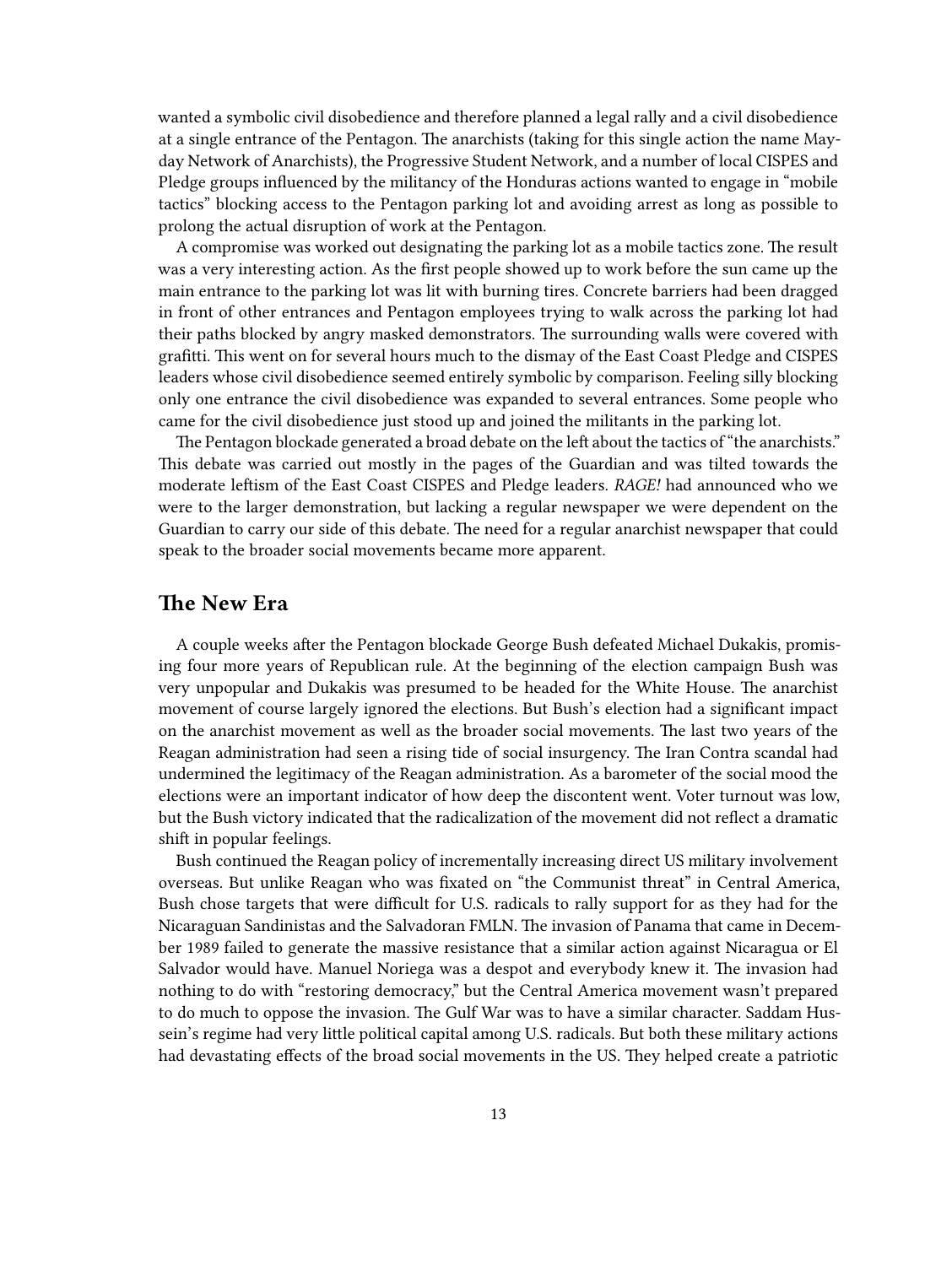wanted a symbolic civil disobedience and therefore planned a legal rally and a civil disobedience at a single entrance of the Pentagon. The anarchists (taking for this single action the name May-day Network of Anarchists), the Progressive Student Network, and a number of local CISPES and Pledge groups influenced by the militancy of the Honduras actions wanted to engage in "mobile tactics" blocking access to the Pentagon parking lot and avoiding arrest as long as possible to prolong the actual disruption of work at the Pentagon.

A compromise was worked out designating the parking lot as a mobile tactics zone. The result was a very interesting action. As the first people showed up to work before the sun came up the main entrance to the parking lot was lit with burning tires. Concrete barriers had been dragged in front of other entrances and Pentagon employees trying to walk across the parking lot had their paths blocked by angry masked demonstrators. The surrounding walls were covered with grafitti. This went on for several hours much to the dismay of the East Coast Pledge and CISPES leaders whose civil disobedience seemed entirely symbolic by comparison. Feeling silly blocking only one entrance the civil disobedience was expanded to several entrances. Some people who came for the civil disobedience just stood up and joined the militants in the parking lot.

The Pentagon blockade generated a broad debate on the left about the tactics of "the anarchists." This debate was carried out mostly in the pages of the Guardian and was tilted towards the moderate leftism of the East Coast CISPES and Pledge leaders. *RAGE!* had announced who we were to the larger demonstration, but lacking a regular newspaper we were dependent on the Guardian to carry our side of this debate. The need for a regular anarchist newspaper that could speak to the broader social movements became more apparent.

## The New Era

A couple weeks after the Pentagon blockade George Bush defeated Michael Dukakis, promising four more years of Republican rule. At the beginning of the election campaign Bush was very unpopular and Dukakis was presumed to be headed for the White House. The anarchist movement of course largely ignored the elections. But Bush's election had a significant impact on the anarchist movement as well as the broader social movements. The last two years of the Reagan administration had seen a rising tide of social insurgency. The Iran Contra scandal had undermined the legitimacy of the Reagan administration. As a barometer of the social mood the elections were an important indicator of how deep the discontent went. Voter turnout was low, but the Bush victory indicated that the radicalization of the movement did not reflect a dramatic shift in popular feelings.

Bush continued the Reagan policy of incrementally increasing direct US military involvement overseas. But unlike Reagan who was fixated on "the Communist threat" in Central America, Bush chose targets that were difficult for U.S. radicals to rally support for as they had for the Nicaraguan Sandinistas and the Salvadoran FMLN. The invasion of Panama that came in December 1989 failed to generate the massive resistance that a similar action against Nicaragua or El Salvador would have. Manuel Noriega was a despot and everybody knew it. The invasion had nothing to do with "restoring democracy," but the Central America movement wasn't prepared to do much to oppose the invasion. The Gulf War was to have a similar character. Saddam Hussein's regime had very little political capital among U.S. radicals. But both these military actions had devastating effects of the broad social movements in the US. They helped create a patriotic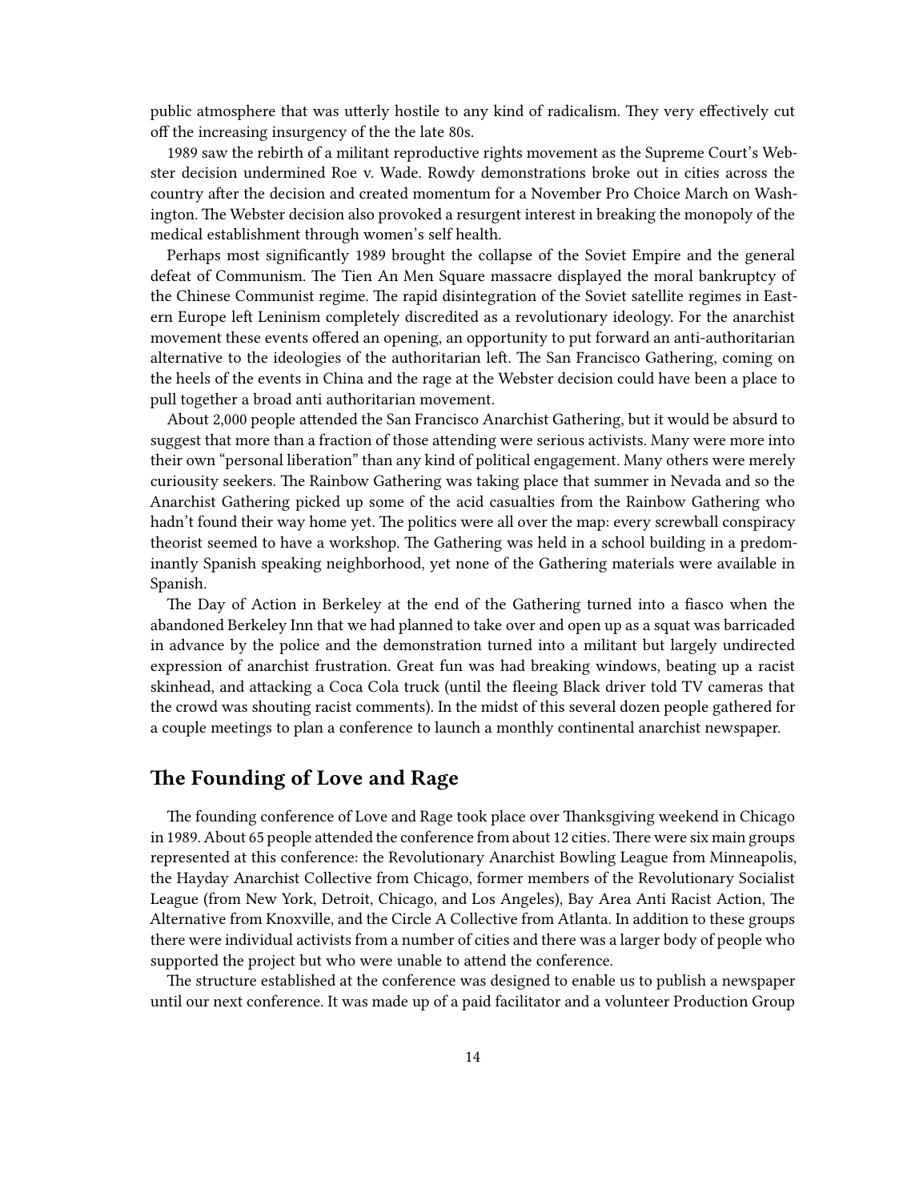public atmosphere that was utterly hostile to any kind of radicalism. They very effectively cut off the increasing insurgency of the the late 80s.

1989 saw the rebirth of a militant reproductive rights movement as the Supreme Court's Webster decision undermined Roe v. Wade. Rowdy demonstrations broke out in cities across the country after the decision and created momentum for a November Pro Choice March on Washington. The Webster decision also provoked a resurgent interest in breaking the monopoly of the medical establishment through women's self health.

Perhaps most significantly 1989 brought the collapse of the Soviet Empire and the general defeat of Communism. The Tien An Men Square massacre displayed the moral bankruptcy of the Chinese Communist regime. The rapid disintegration of the Soviet satellite regimes in Eastern Europe left Leninism completely discredited as a revolutionary ideology. For the anarchist movement these events offered an opening, an opportunity to put forward an anti-authoritarian alternative to the ideologies of the authoritarian left. The San Francisco Gathering, coming on the heels of the events in China and the rage at the Webster decision could have been a place to pull together a broad anti authoritarian movement.

About 2,000 people attended the San Francisco Anarchist Gathering, but it would be absurd to suggest that more than a fraction of those attending were serious activists. Many were more into their own "personal liberation" than any kind of political engagement. Many others were merely curiousity seekers. The Rainbow Gathering was taking place that summer in Nevada and so the Anarchist Gathering picked up some of the acid casualties from the Rainbow Gathering who hadn't found their way home yet. The politics were all over the map: every screwball conspiracy theorist seemed to have a workshop. The Gathering was held in a school building in a predominantly Spanish speaking neighborhood, yet none of the Gathering materials were available in Spanish.

The Day of Action in Berkeley at the end of the Gathering turned into a fiasco when the abandoned Berkeley Inn that we had planned to take over and open up as a squat was barricaded in advance by the police and the demonstration turned into a militant but largely undirected expression of anarchist frustration. Great fun was had breaking windows, beating up a racist skinhead, and attacking a Coca Cola truck (until the fleeing Black driver told TV cameras that the crowd was shouting racist comments). In the midst of this several dozen people gathered for a couple meetings to plan a conference to launch a monthly continental anarchist newspaper.

## The Founding of Love and Rage

The founding conference of Love and Rage took place over Thanksgiving weekend in Chicago in 1989. About 65 people attended the conference from about 12 cities. There were six main groups represented at this conference: the Revolutionary Anarchist Bowling League from Minneapolis, the Hayday Anarchist Collective from Chicago, former members of the Revolutionary Socialist League (from New York, Detroit, Chicago, and Los Angeles), Bay Area Anti Racist Action, The Alternative from Knoxville, and the Circle A Collective from Atlanta. In addition to these groups there were individual activists from a number of cities and there was a larger body of people who supported the project but who were unable to attend the conference.

The structure established at the conference was designed to enable us to publish a newspaper until our next conference. It was made up of a paid facilitator and a volunteer Production Group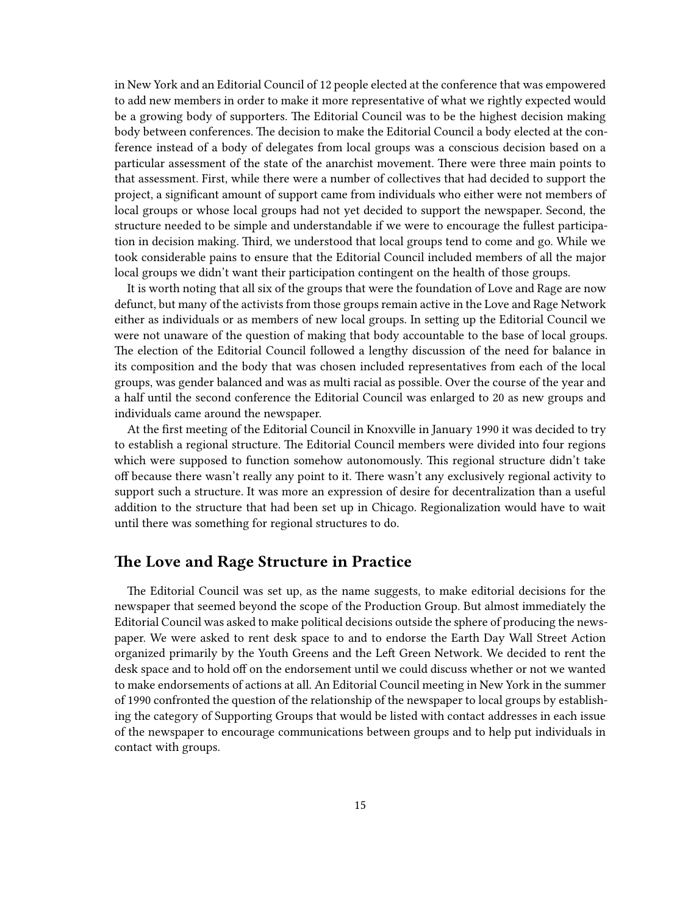in New York and an Editorial Council of 12 people elected at the conference that was empowered to add new members in order to make it more representative of what we rightly expected would be a growing body of supporters. The Editorial Council was to be the highest decision making body between conferences. The decision to make the Editorial Council a body elected at the conference instead of a body of delegates from local groups was a conscious decision based on a particular assessment of the state of the anarchist movement. There were three main points to that assessment. First, while there were a number of collectives that had decided to support the project, a significant amount of support came from individuals who either were not members of local groups or whose local groups had not yet decided to support the newspaper. Second, the structure needed to be simple and understandable if we were to encourage the fullest participation in decision making. Third, we understood that local groups tend to come and go. While we took considerable pains to ensure that the Editorial Council included members of all the major local groups we didn't want their participation contingent on the health of those groups.

It is worth noting that all six of the groups that were the foundation of Love and Rage are now defunct, but many of the activists from those groups remain active in the Love and Rage Network either as individuals or as members of new local groups. In setting up the Editorial Council we were not unaware of the question of making that body accountable to the base of local groups. The election of the Editorial Council followed a lengthy discussion of the need for balance in its composition and the body that was chosen included representatives from each of the local groups, was gender balanced and was as multi racial as possible. Over the course of the year and a half until the second conference the Editorial Council was enlarged to 20 as new groups and individuals came around the newspaper.

At the first meeting of the Editorial Council in Knoxville in January 1990 it was decided to try to establish a regional structure. The Editorial Council members were divided into four regions which were supposed to function somehow autonomously. This regional structure didn't take off because there wasn't really any point to it. There wasn't any exclusively regional activity to support such a structure. It was more an expression of desire for decentralization than a useful addition to the structure that had been set up in Chicago. Regionalization would have to wait until there was something for regional structures to do.

## The Love and Rage Structure in Practice

The Editorial Council was set up, as the name suggests, to make editorial decisions for the newspaper that seemed beyond the scope of the Production Group. But almost immediately the Editorial Council was asked to make political decisions outside the sphere of producing the newspaper. We were asked to rent desk space to and to endorse the Earth Day Wall Street Action organized primarily by the Youth Greens and the Left Green Network. We decided to rent the desk space and to hold off on the endorsement until we could discuss whether or not we wanted to make endorsements of actions at all. An Editorial Council meeting in New York in the summer of 1990 confronted the question of the relationship of the newspaper to local groups by establishing the category of Supporting Groups that would be listed with contact addresses in each issue of the newspaper to encourage communications between groups and to help put individuals in contact with groups.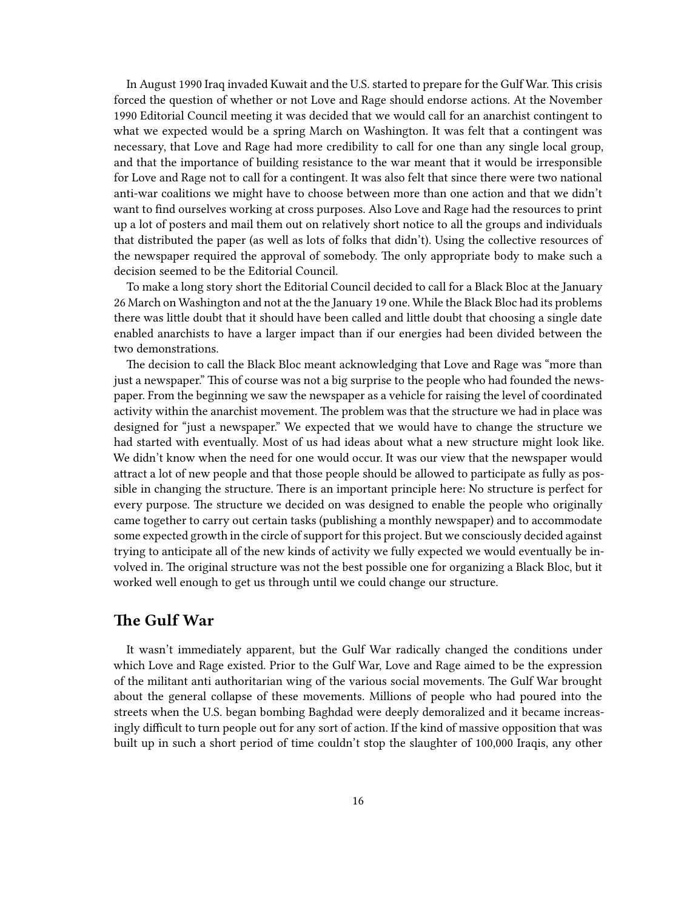In August 1990 Iraq invaded Kuwait and the U.S. started to prepare for the Gulf War. This crisis forced the question of whether or not Love and Rage should endorse actions. At the November 1990 Editorial Council meeting it was decided that we would call for an anarchist contingent to what we expected would be a spring March on Washington. It was felt that a contingent was necessary, that Love and Rage had more credibility to call for one than any single local group, and that the importance of building resistance to the war meant that it would be irresponsible for Love and Rage not to call for a contingent. It was also felt that since there were two national anti-war coalitions we might have to choose between more than one action and that we didn't want to find ourselves working at cross purposes. Also Love and Rage had the resources to print up a lot of posters and mail them out on relatively short notice to all the groups and individuals that distributed the paper (as well as lots of folks that didn't). Using the collective resources of the newspaper required the approval of somebody. The only appropriate body to make such a decision seemed to be the Editorial Council.

To make a long story short the Editorial Council decided to call for a Black Bloc at the January 26 March on Washington and not at the the January 19 one. While the Black Bloc had its problems there was little doubt that it should have been called and little doubt that choosing a single date enabled anarchists to have a larger impact than if our energies had been divided between the two demonstrations.

The decision to call the Black Bloc meant acknowledging that Love and Rage was "more than just a newspaper." This of course was not a big surprise to the people who had founded the newspaper. From the beginning we saw the newspaper as a vehicle for raising the level of coordinated activity within the anarchist movement. The problem was that the structure we had in place was designed for "just a newspaper." We expected that we would have to change the structure we had started with eventually. Most of us had ideas about what a new structure might look like. We didn't know when the need for one would occur. It was our view that the newspaper would attract a lot of new people and that those people should be allowed to participate as fully as possible in changing the structure. There is an important principle here: No structure is perfect for every purpose. The structure we decided on was designed to enable the people who originally came together to carry out certain tasks (publishing a monthly newspaper) and to accommodate some expected growth in the circle of support for this project. But we consciously decided against trying to anticipate all of the new kinds of activity we fully expected we would eventually be involved in. The original structure was not the best possible one for organizing a Black Bloc, but it worked well enough to get us through until we could change our structure.

## The Gulf War

It wasn't immediately apparent, but the Gulf War radically changed the conditions under which Love and Rage existed. Prior to the Gulf War, Love and Rage aimed to be the expression of the militant anti authoritarian wing of the various social movements. The Gulf War brought about the general collapse of these movements. Millions of people who had poured into the streets when the U.S. began bombing Baghdad were deeply demoralized and it became increasingly difficult to turn people out for any sort of action. If the kind of massive opposition that was built up in such a short period of time couldn't stop the slaughter of 100,000 Iraqis, any other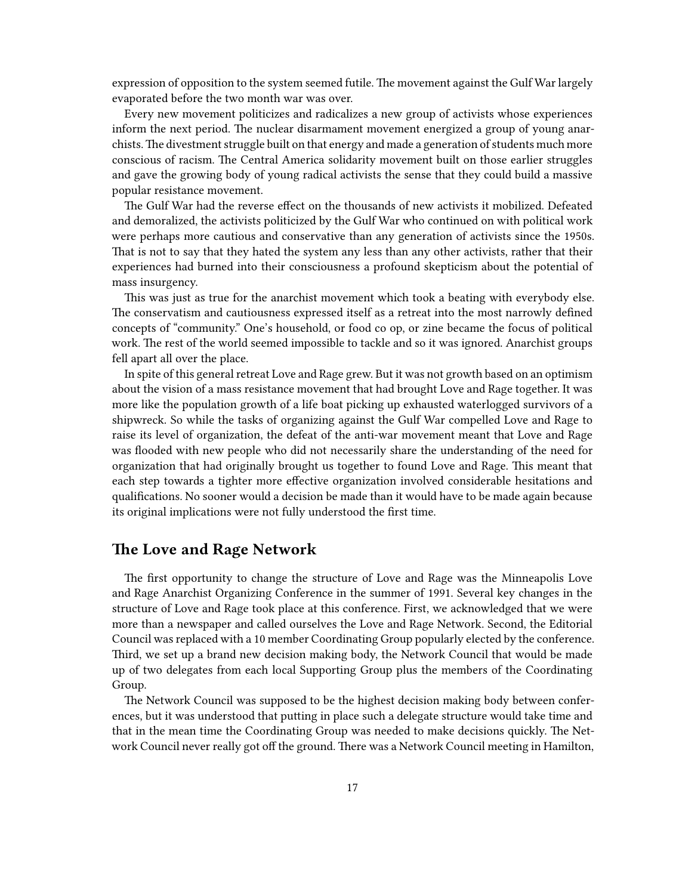expression of opposition to the system seemed futile. The movement against the Gulf War largely evaporated before the two month war was over.

Every new movement politicizes and radicalizes a new group of activists whose experiences inform the next period. The nuclear disarmament movement energized a group of young anarchists. The divestment struggle built on that energy and made a generation of students much more conscious of racism. The Central America solidarity movement built on those earlier struggles and gave the growing body of young radical activists the sense that they could build a massive popular resistance movement.

The Gulf War had the reverse effect on the thousands of new activists it mobilized. Defeated and demoralized, the activists politicized by the Gulf War who continued on with political work were perhaps more cautious and conservative than any generation of activists since the 1950s. That is not to say that they hated the system any less than any other activists, rather that their experiences had burned into their consciousness a profound skepticism about the potential of mass insurgency.

This was just as true for the anarchist movement which took a beating with everybody else. The conservatism and cautiousness expressed itself as a retreat into the most narrowly defined concepts of "community." One's household, or food co op, or zine became the focus of political work. The rest of the world seemed impossible to tackle and so it was ignored. Anarchist groups fell apart all over the place.

In spite of this general retreat Love and Rage grew. But it was not growth based on an optimism about the vision of a mass resistance movement that had brought Love and Rage together. It was more like the population growth of a life boat picking up exhausted waterlogged survivors of a shipwreck. So while the tasks of organizing against the Gulf War compelled Love and Rage to raise its level of organization, the defeat of the anti-war movement meant that Love and Rage was flooded with new people who did not necessarily share the understanding of the need for organization that had originally brought us together to found Love and Rage. This meant that each step towards a tighter more effective organization involved considerable hesitations and qualifications. No sooner would a decision be made than it would have to be made again because its original implications were not fully understood the first time.

## The Love and Rage Network

The first opportunity to change the structure of Love and Rage was the Minneapolis Love and Rage Anarchist Organizing Conference in the summer of 1991. Several key changes in the structure of Love and Rage took place at this conference. First, we acknowledged that we were more than a newspaper and called ourselves the Love and Rage Network. Second, the Editorial Council was replaced with a 10 member Coordinating Group popularly elected by the conference. Third, we set up a brand new decision making body, the Network Council that would be made up of two delegates from each local Supporting Group plus the members of the Coordinating Group.

The Network Council was supposed to be the highest decision making body between conferences, but it was understood that putting in place such a delegate structure would take time and that in the mean time the Coordinating Group was needed to make decisions quickly. The Network Council never really got off the ground. There was a Network Council meeting in Hamilton,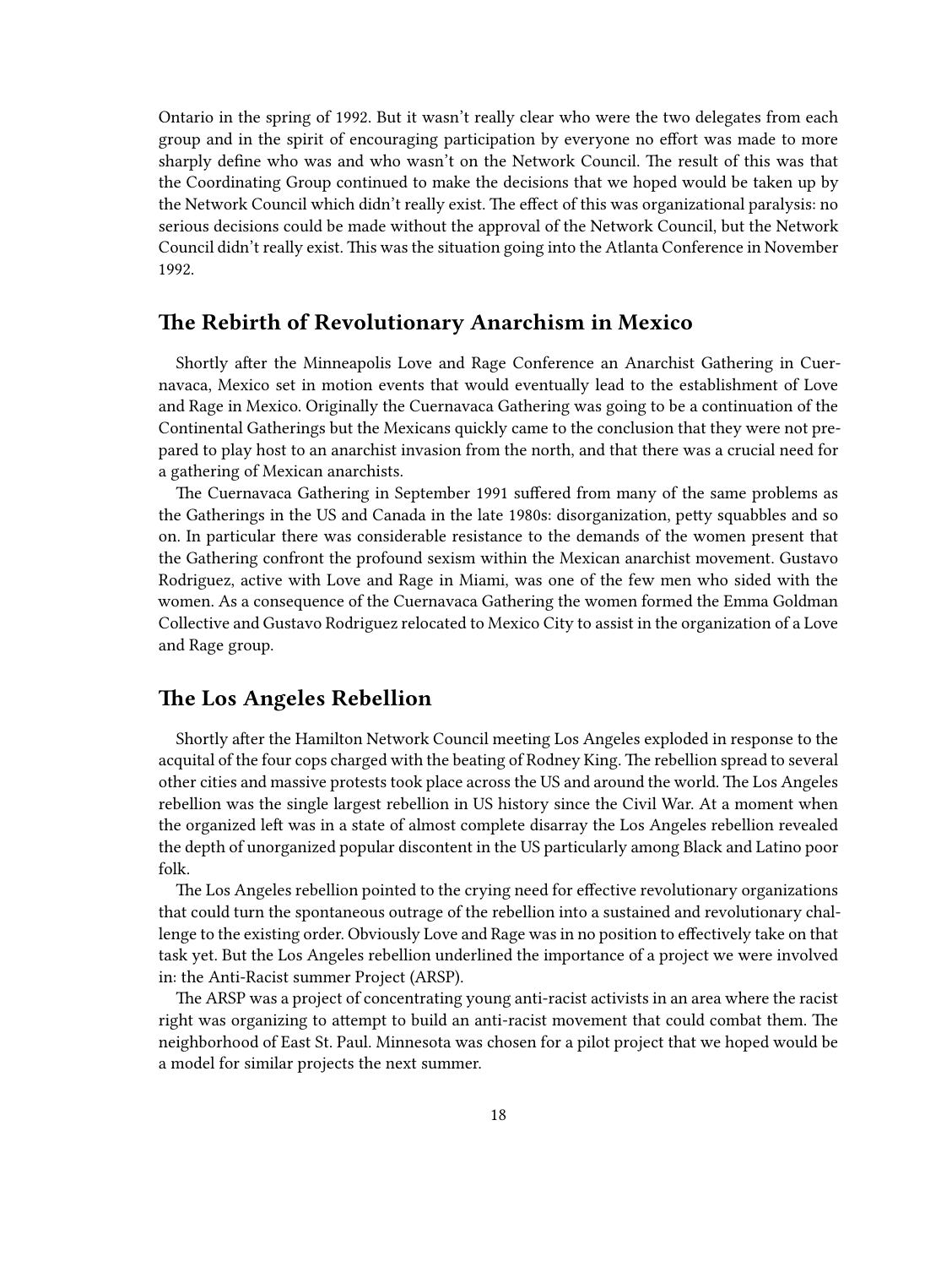Ontario in the spring of 1992. But it wasn't really clear who were the two delegates from each group and in the spirit of encouraging participation by everyone no effort was made to more sharply define who was and who wasn't on the Network Council. The result of this was that the Coordinating Group continued to make the decisions that we hoped would be taken up by the Network Council which didn't really exist. The effect of this was organizational paralysis: no serious decisions could be made without the approval of the Network Council, but the Network Council didn't really exist. This was the situation going into the Atlanta Conference in November 1992.

## The Rebirth of Revolutionary Anarchism in Mexico

Shortly after the Minneapolis Love and Rage Conference an Anarchist Gathering in Cuernavaca, Mexico set in motion events that would eventually lead to the establishment of Love and Rage in Mexico. Originally the Cuernavaca Gathering was going to be a continuation of the Continental Gatherings but the Mexicans quickly came to the conclusion that they were not prepared to play host to an anarchist invasion from the north, and that there was a crucial need for a gathering of Mexican anarchists.

The Cuernavaca Gathering in September 1991 suffered from many of the same problems as the Gatherings in the US and Canada in the late 1980s: disorganization, petty squabbles and so on. In particular there was considerable resistance to the demands of the women present that the Gathering confront the profound sexism within the Mexican anarchist movement. Gustavo Rodriguez, active with Love and Rage in Miami, was one of the few men who sided with the women. As a consequence of the Cuernavaca Gathering the women formed the Emma Goldman Collective and Gustavo Rodriguez relocated to Mexico City to assist in the organization of a Love and Rage group.

## The Los Angeles Rebellion

Shortly after the Hamilton Network Council meeting Los Angeles exploded in response to the acquital of the four cops charged with the beating of Rodney King. The rebellion spread to several other cities and massive protests took place across the US and around the world. The Los Angeles rebellion was the single largest rebellion in US history since the Civil War. At a moment when the organized left was in a state of almost complete disarray the Los Angeles rebellion revealed the depth of unorganized popular discontent in the US particularly among Black and Latino poor folk.

The Los Angeles rebellion pointed to the crying need for effective revolutionary organizations that could turn the spontaneous outrage of the rebellion into a sustained and revolutionary challenge to the existing order. Obviously Love and Rage was in no position to effectively take on that task yet. But the Los Angeles rebellion underlined the importance of a project we were involved in: the Anti-Racist summer Project (ARSP).

The ARSP was a project of concentrating young anti-racist activists in an area where the racist right was organizing to attempt to build an anti-racist movement that could combat them. The neighborhood of East St. Paul. Minnesota was chosen for a pilot project that we hoped would be a model for similar projects the next summer.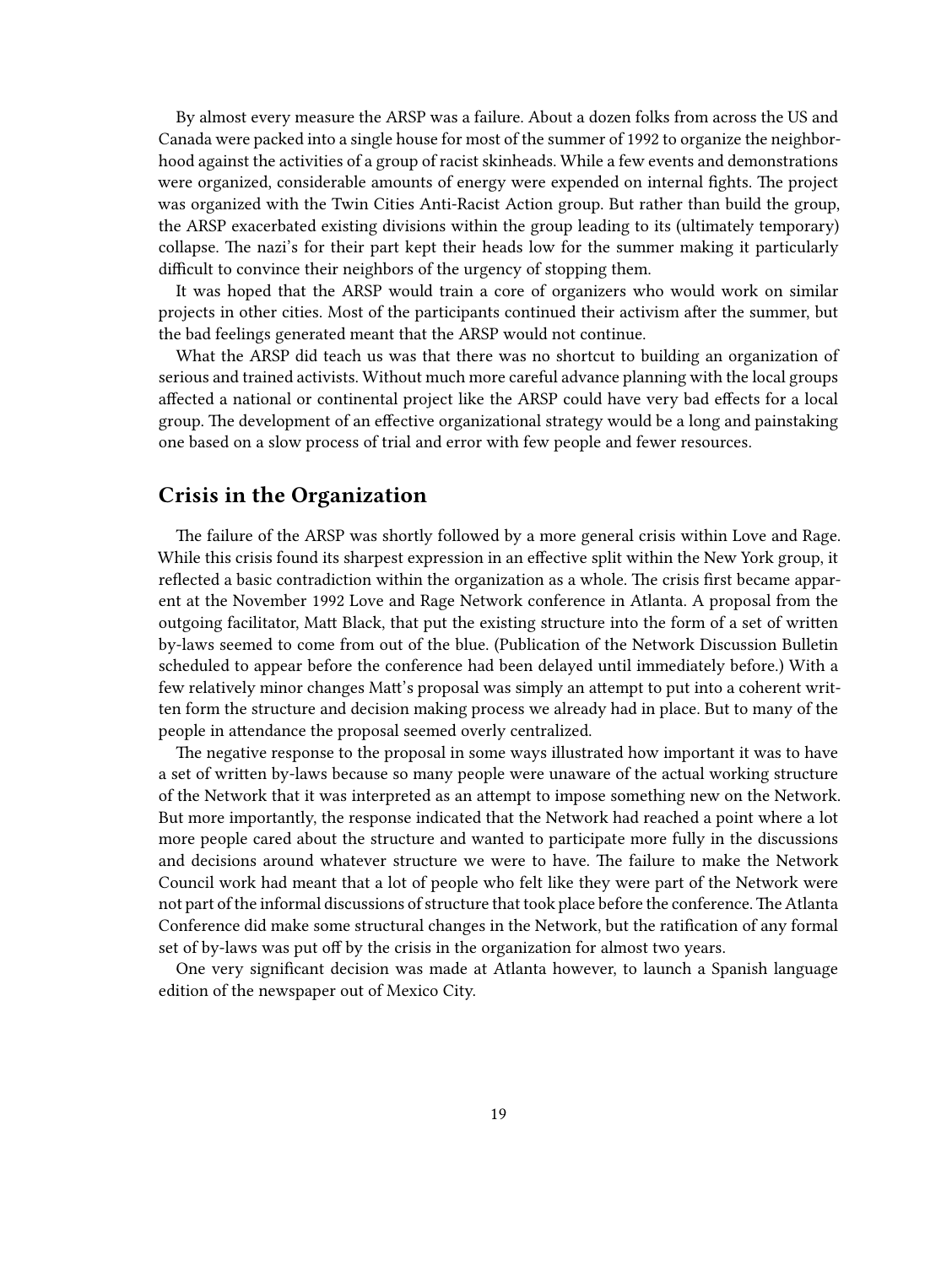By almost every measure the ARSP was a failure. About a dozen folks from across the US and Canada were packed into a single house for most of the summer of 1992 to organize the neighborhood against the activities of a group of racist skinheads. While a few events and demonstrations were organized, considerable amounts of energy were expended on internal fights. The project was organized with the Twin Cities Anti-Racist Action group. But rather than build the group, the ARSP exacerbated existing divisions within the group leading to its (ultimately temporary) collapse. The nazi's for their part kept their heads low for the summer making it particularly difficult to convince their neighbors of the urgency of stopping them.

It was hoped that the ARSP would train a core of organizers who would work on similar projects in other cities. Most of the participants continued their activism after the summer, but the bad feelings generated meant that the ARSP would not continue.

What the ARSP did teach us was that there was no shortcut to building an organization of serious and trained activists. Without much more careful advance planning with the local groups affected a national or continental project like the ARSP could have very bad effects for a local group. The development of an effective organizational strategy would be a long and painstaking one based on a slow process of trial and error with few people and fewer resources.

## Crisis in the Organization

The failure of the ARSP was shortly followed by a more general crisis within Love and Rage. While this crisis found its sharpest expression in an effective split within the New York group, it reflected a basic contradiction within the organization as a whole. The crisis first became apparent at the November 1992 Love and Rage Network conference in Atlanta. A proposal from the outgoing facilitator, Matt Black, that put the existing structure into the form of a set of written by-laws seemed to come from out of the blue. (Publication of the Network Discussion Bulletin scheduled to appear before the conference had been delayed until immediately before.) With a few relatively minor changes Matt's proposal was simply an attempt to put into a coherent written form the structure and decision making process we already had in place. But to many of the people in attendance the proposal seemed overly centralized.

The negative response to the proposal in some ways illustrated how important it was to have a set of written by-laws because so many people were unaware of the actual working structure of the Network that it was interpreted as an attempt to impose something new on the Network. But more importantly, the response indicated that the Network had reached a point where a lot more people cared about the structure and wanted to participate more fully in the discussions and decisions around whatever structure we were to have. The failure to make the Network Council work had meant that a lot of people who felt like they were part of the Network were not part of the informal discussions of structure that took place before the conference. The Atlanta Conference did make some structural changes in the Network, but the ratification of any formal set of by-laws was put off by the crisis in the organization for almost two years.

One very significant decision was made at Atlanta however, to launch a Spanish language edition of the newspaper out of Mexico City.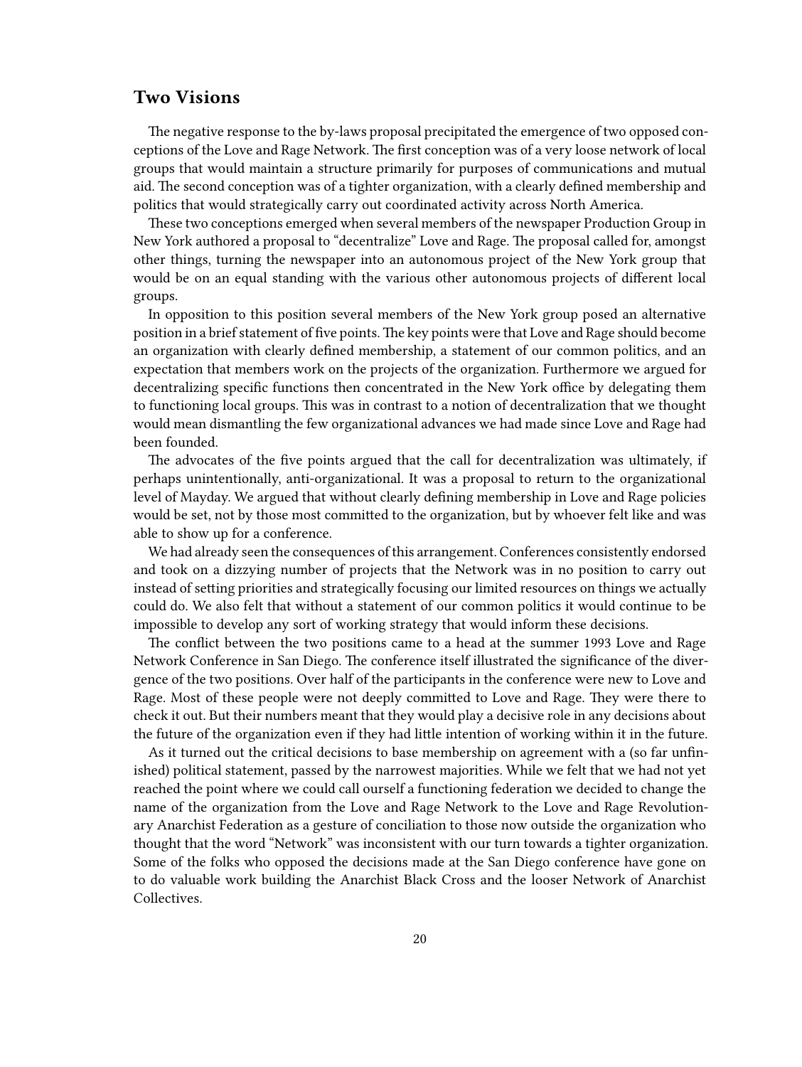## Two Visions

The negative response to the by-laws proposal precipitated the emergence of two opposed conceptions of the Love and Rage Network. The first conception was of a very loose network of local groups that would maintain a structure primarily for purposes of communications and mutual aid. The second conception was of a tighter organization, with a clearly defined membership and politics that would strategically carry out coordinated activity across North America.

These two conceptions emerged when several members of the newspaper Production Group in New York authored a proposal to "decentralize" Love and Rage. The proposal called for, amongst other things, turning the newspaper into an autonomous project of the New York group that would be on an equal standing with the various other autonomous projects of different local groups.

In opposition to this position several members of the New York group posed an alternative position in a brief statement of five points. The key points were that Love and Rage should become an organization with clearly defined membership, a statement of our common politics, and an expectation that members work on the projects of the organization. Furthermore we argued for decentralizing specific functions then concentrated in the New York office by delegating them to functioning local groups. This was in contrast to a notion of decentralization that we thought would mean dismantling the few organizational advances we had made since Love and Rage had been founded.

The advocates of the five points argued that the call for decentralization was ultimately, if perhaps unintentionally, anti-organizational. It was a proposal to return to the organizational level of Mayday. We argued that without clearly defining membership in Love and Rage policies would be set, not by those most committed to the organization, but by whoever felt like and was able to show up for a conference.

We had already seen the consequences of this arrangement. Conferences consistently endorsed and took on a dizzying number of projects that the Network was in no position to carry out instead of setting priorities and strategically focusing our limited resources on things we actually could do. We also felt that without a statement of our common politics it would continue to be impossible to develop any sort of working strategy that would inform these decisions.

The conflict between the two positions came to a head at the summer 1993 Love and Rage Network Conference in San Diego. The conference itself illustrated the significance of the divergence of the two positions. Over half of the participants in the conference were new to Love and Rage. Most of these people were not deeply committed to Love and Rage. They were there to check it out. But their numbers meant that they would play a decisive role in any decisions about the future of the organization even if they had little intention of working within it in the future.

As it turned out the critical decisions to base membership on agreement with a (so far unfinished) political statement, passed by the narrowest majorities. While we felt that we had not yet reached the point where we could call ourself a functioning federation we decided to change the name of the organization from the Love and Rage Network to the Love and Rage Revolutionary Anarchist Federation as a gesture of conciliation to those now outside the organization who thought that the word "Network" was inconsistent with our turn towards a tighter organization. Some of the folks who opposed the decisions made at the San Diego conference have gone on to do valuable work building the Anarchist Black Cross and the looser Network of Anarchist Collectives.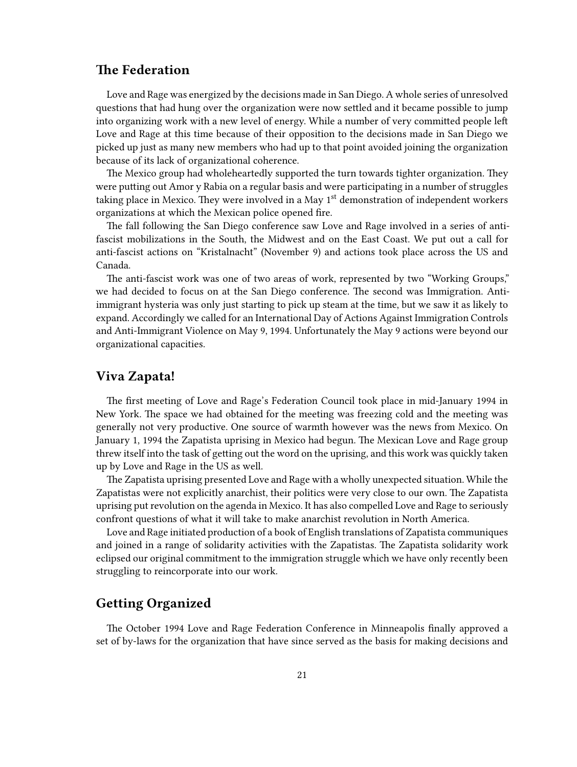## The Federation

Love and Rage was energized by the decisions made in San Diego. A whole series of unresolved questions that had hung over the organization were now settled and it became possible to jump into organizing work with a new level of energy. While a number of very committed people left Love and Rage at this time because of their opposition to the decisions made in San Diego we picked up just as many new members who had up to that point avoided joining the organization because of its lack of organizational coherence.

The Mexico group had wholeheartedly supported the turn towards tighter organization. They were putting out Amor y Rabia on a regular basis and were participating in a number of struggles taking place in Mexico. They were involved in a May 1st demonstration of independent workers organizations at which the Mexican police opened fire.

The fall following the San Diego conference saw Love and Rage involved in a series of anti-fascist mobilizations in the South, the Midwest and on the East Coast. We put out a call for anti-fascist actions on "Kristalnacht" (November 9) and actions took place across the US and Canada.

The anti-fascist work was one of two areas of work, represented by two "Working Groups," we had decided to focus on at the San Diego conference. The second was Immigration. Anti-immigrant hysteria was only just starting to pick up steam at the time, but we saw it as likely to expand. Accordingly we called for an International Day of Actions Against Immigration Controls and Anti-Immigrant Violence on May 9, 1994. Unfortunately the May 9 actions were beyond our organizational capacities.

## Viva Zapata!

The first meeting of Love and Rage's Federation Council took place in mid-January 1994 in New York. The space we had obtained for the meeting was freezing cold and the meeting was generally not very productive. One source of warmth however was the news from Mexico. On January 1, 1994 the Zapatista uprising in Mexico had begun. The Mexican Love and Rage group threw itself into the task of getting out the word on the uprising, and this work was quickly taken up by Love and Rage in the US as well.

The Zapatista uprising presented Love and Rage with a wholly unexpected situation. While the Zapatistas were not explicitly anarchist, their politics were very close to our own. The Zapatista uprising put revolution on the agenda in Mexico. It has also compelled Love and Rage to seriously confront questions of what it will take to make anarchist revolution in North America.

Love and Rage initiated production of a book of English translations of Zapatista communiques and joined in a range of solidarity activities with the Zapatistas. The Zapatista solidarity work eclipsed our original commitment to the immigration struggle which we have only recently been struggling to reincorporate into our work.

## Getting Organized

The October 1994 Love and Rage Federation Conference in Minneapolis finally approved a set of by-laws for the organization that have since served as the basis for making decisions and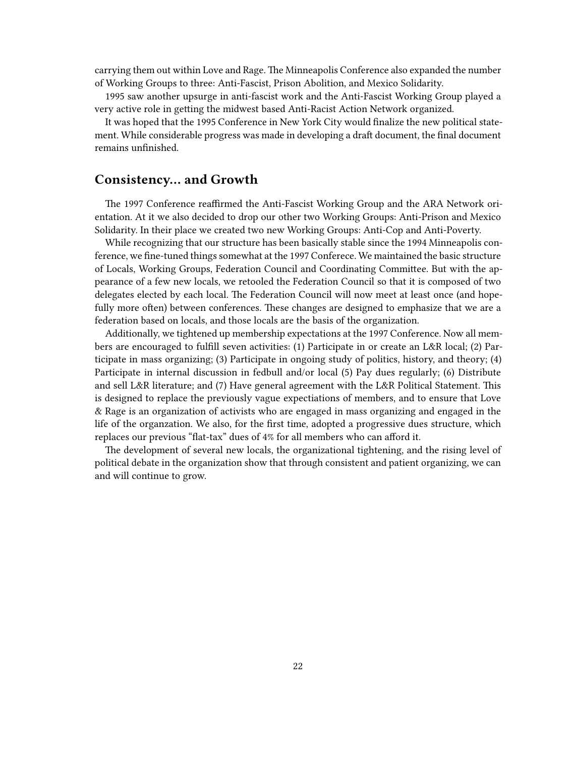carrying them out within Love and Rage. The Minneapolis Conference also expanded the number of Working Groups to three: Anti-Fascist, Prison Abolition, and Mexico Solidarity.

1995 saw another upsurge in anti-fascist work and the Anti-Fascist Working Group played a very active role in getting the midwest based Anti-Racist Action Network organized.

It was hoped that the 1995 Conference in New York City would finalize the new political statement. While considerable progress was made in developing a draft document, the final document remains unfinished.

## Consistency… and Growth

The 1997 Conference reaffirmed the Anti-Fascist Working Group and the ARA Network orientation. At it we also decided to drop our other two Working Groups: Anti-Prison and Mexico Solidarity. In their place we created two new Working Groups: Anti-Cop and Anti-Poverty.

While recognizing that our structure has been basically stable since the 1994 Minneapolis conference, we fine-tuned things somewhat at the 1997 Conferece. We maintained the basic structure of Locals, Working Groups, Federation Council and Coordinating Committee. But with the appearance of a few new locals, we retooled the Federation Council so that it is composed of two delegates elected by each local. The Federation Council will now meet at least once (and hopefully more often) between conferences. These changes are designed to emphasize that we are a federation based on locals, and those locals are the basis of the organization.

Additionally, we tightened up membership expectations at the 1997 Conference. Now all members are encouraged to fulfill seven activities: (1) Participate in or create an L&R local; (2) Participate in mass organizing; (3) Participate in ongoing study of politics, history, and theory; (4) Participate in internal discussion in fedbull and/or local (5) Pay dues regularly; (6) Distribute and sell L&R literature; and (7) Have general agreement with the L&R Political Statement. This is designed to replace the previously vague expectations of members, and to ensure that Love & Rage is an organization of activists who are engaged in mass organizing and engaged in the life of the organzation. We also, for the first time, adopted a progressive dues structure, which replaces our previous "flat-tax" dues of 4% for all members who can afford it.

The development of several new locals, the organizational tightening, and the rising level of political debate in the organization show that through consistent and patient organizing, we can and will continue to grow.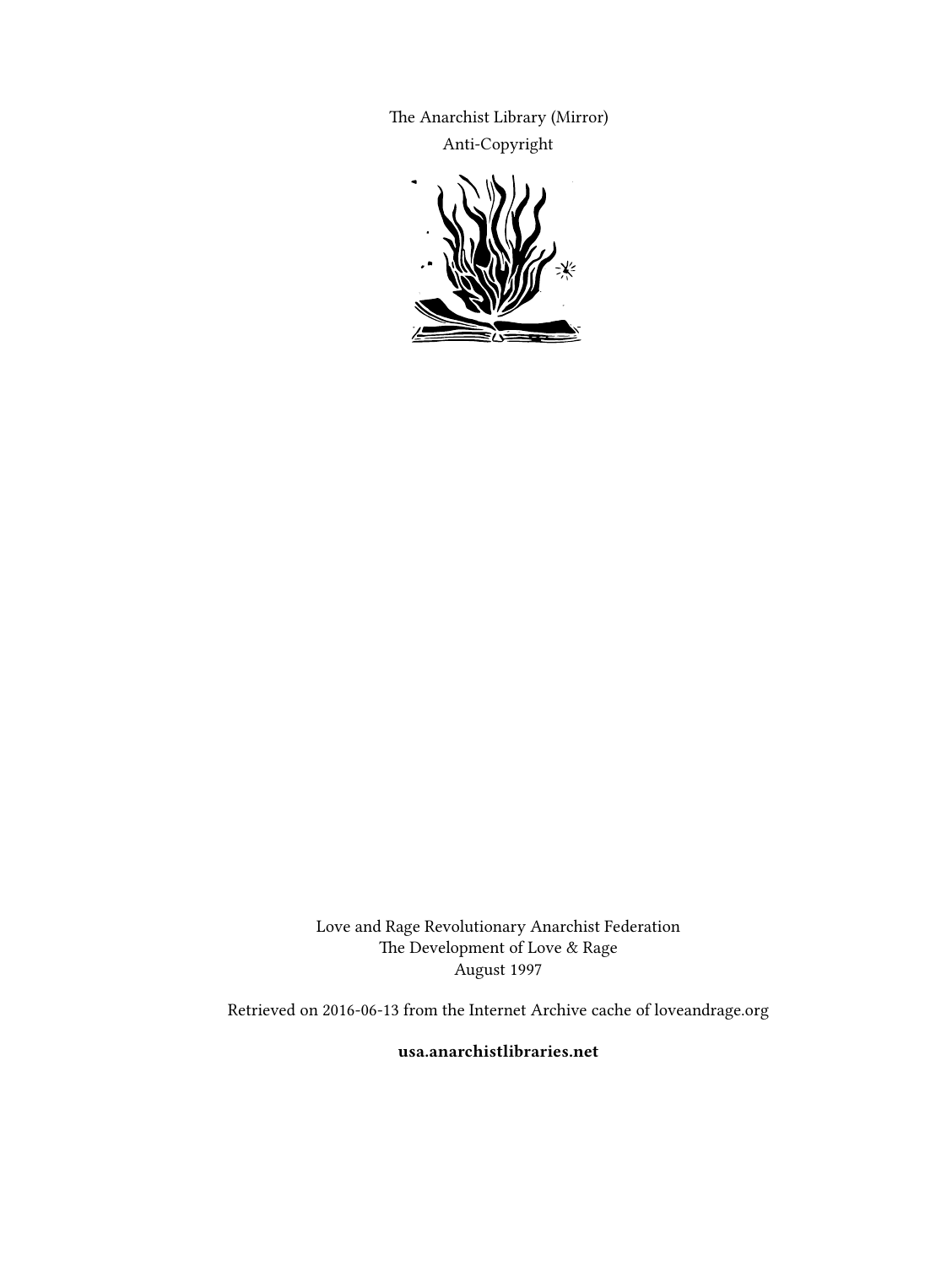The Anarchist Library (Mirror)
Anti-Copyright

Love and Rage Revolutionary Anarchist Federation
The Development of Love & Rage
August 1997

Retrieved on 2016-06-13 from the Internet Archive cache of loveandrage.org

**usa.anarchistlibraries.net**